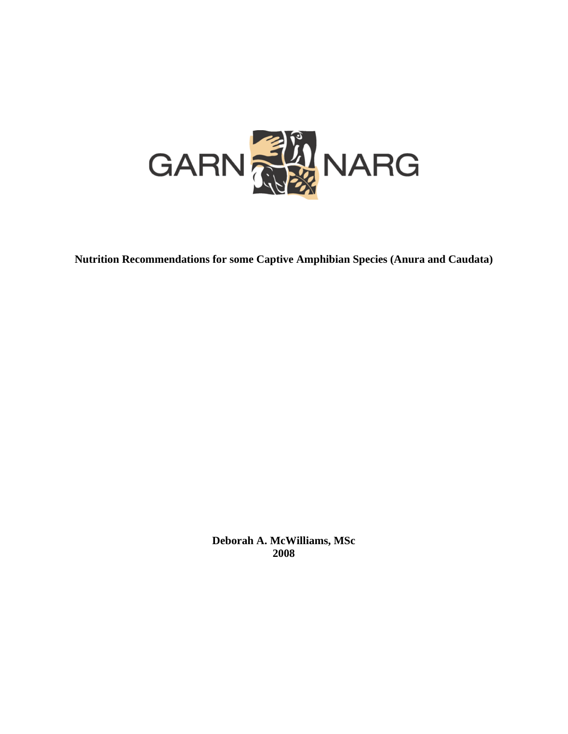GARN NARG

**Nutrition Recommendations for some Captive Amphibian Species (Anura and Caudata)**

**Deborah A. McWilliams, MSc**
**2008**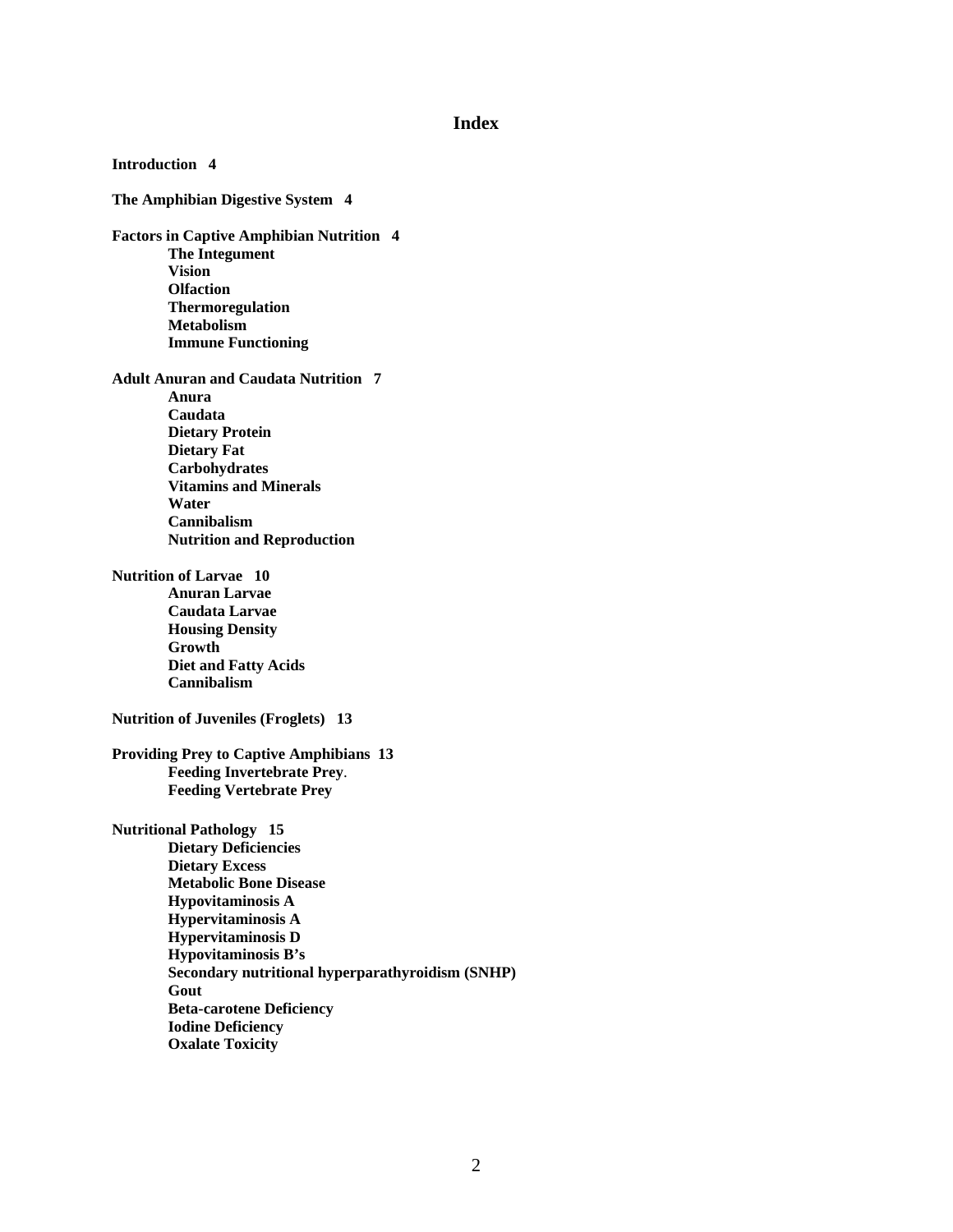# Index

**Introduction 4**

**The Amphibian Digestive System 4**

**Factors in Captive Amphibian Nutrition 4**

- **The Integument**
- **Vision**
- **Olfaction**
- **Thermoregulation**
- **Metabolism**
- **Immune Functioning**

**Adult Anuran and Caudata Nutrition 7**

- **Anura**
- **Caudata**
- **Dietary Protein**
- **Dietary Fat**
- **Carbohydrates**
- **Vitamins and Minerals**
- **Water**
- **Cannibalism**
- **Nutrition and Reproduction**

**Nutrition of Larvae 10**

- **Anuran Larvae**
- **Caudata Larvae**
- **Housing Density**
- **Growth**
- **Diet and Fatty Acids**
- **Cannibalism**

**Nutrition of Juveniles (Froglets) 13**

**Providing Prey to Captive Amphibians 13**

- **Feeding Invertebrate Prey**.
- **Feeding Vertebrate Prey**

**Nutritional Pathology 15**

- **Dietary Deficiencies**
- **Dietary Excess**
- **Metabolic Bone Disease**
- **Hypovitaminosis A**
- **Hypervitaminosis A**
- **Hypervitaminosis D**
- **Hypovitaminosis B's**
- **Secondary nutritional hyperparathyroidism (SNHP)**
- **Gout**
- **Beta-carotene Deficiency**
- **Iodine Deficiency**
- **Oxalate Toxicity**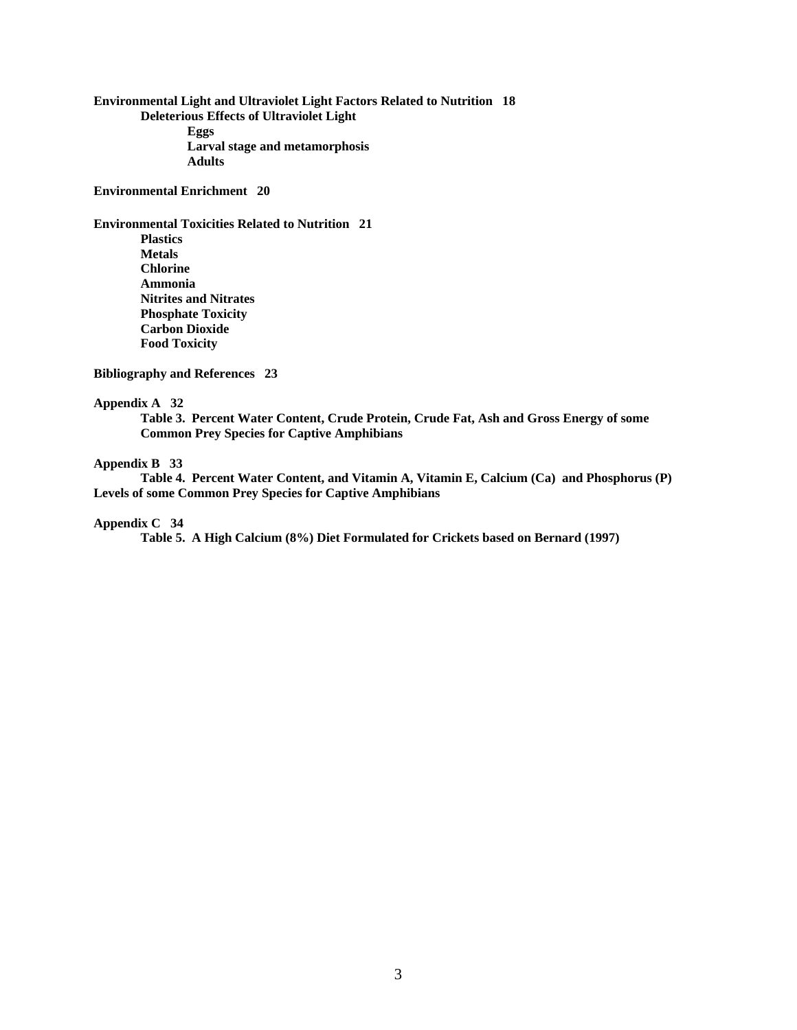**Environmental Light and Ultraviolet Light Factors Related to Nutrition 18**

- **Deleterious Effects of Ultraviolet Light**
  - **Eggs**
  - **Larval stage and metamorphosis**
  - **Adults**

**Environmental Enrichment 20**

**Environmental Toxicities Related to Nutrition 21**

- **Plastics**
- **Metals**
- **Chlorine**
- **Ammonia**
- **Nitrites and Nitrates**
- **Phosphate Toxicity**
- **Carbon Dioxide**
- **Food Toxicity**

**Bibliography and References 23**

**Appendix A 32**

- **Table 3. Percent Water Content, Crude Protein, Crude Fat, Ash and Gross Energy of some Common Prey Species for Captive Amphibians**

**Appendix B 33**

- **Table 4. Percent Water Content, and Vitamin A, Vitamin E, Calcium (Ca) and Phosphorus (P) Levels of some Common Prey Species for Captive Amphibians**

**Appendix C 34**

- **Table 5. A High Calcium (8%) Diet Formulated for Crickets based on Bernard (1997)**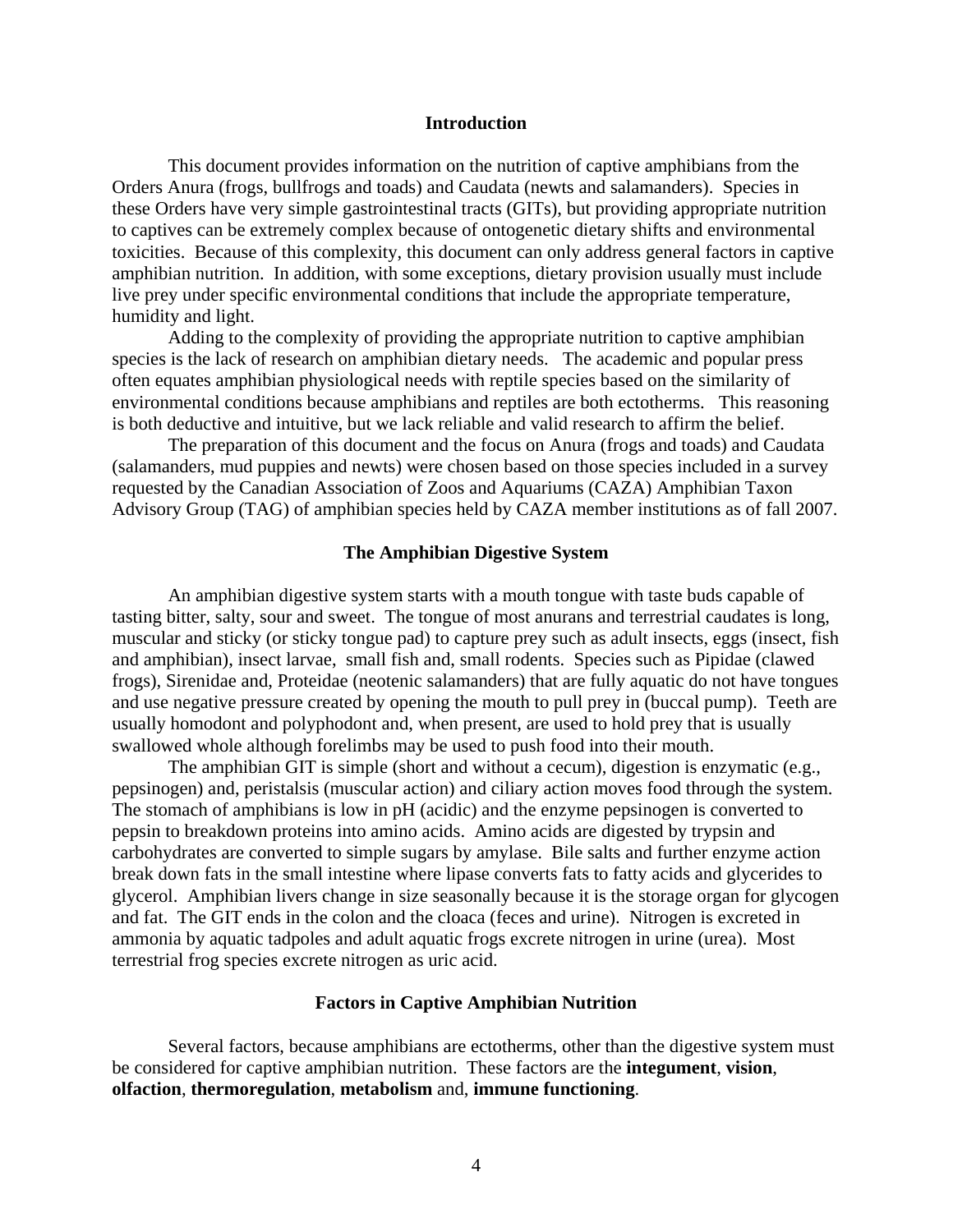## Introduction

This document provides information on the nutrition of captive amphibians from the Orders Anura (frogs, bullfrogs and toads) and Caudata (newts and salamanders). Species in these Orders have very simple gastrointestinal tracts (GITs), but providing appropriate nutrition to captives can be extremely complex because of ontogenetic dietary shifts and environmental toxicities. Because of this complexity, this document can only address general factors in captive amphibian nutrition. In addition, with some exceptions, dietary provision usually must include live prey under specific environmental conditions that include the appropriate temperature, humidity and light.

Adding to the complexity of providing the appropriate nutrition to captive amphibian species is the lack of research on amphibian dietary needs. The academic and popular press often equates amphibian physiological needs with reptile species based on the similarity of environmental conditions because amphibians and reptiles are both ectotherms. This reasoning is both deductive and intuitive, but we lack reliable and valid research to affirm the belief.

The preparation of this document and the focus on Anura (frogs and toads) and Caudata (salamanders, mud puppies and newts) were chosen based on those species included in a survey requested by the Canadian Association of Zoos and Aquariums (CAZA) Amphibian Taxon Advisory Group (TAG) of amphibian species held by CAZA member institutions as of fall 2007.

## The Amphibian Digestive System

An amphibian digestive system starts with a mouth tongue with taste buds capable of tasting bitter, salty, sour and sweet. The tongue of most anurans and terrestrial caudates is long, muscular and sticky (or sticky tongue pad) to capture prey such as adult insects, eggs (insect, fish and amphibian), insect larvae, small fish and, small rodents. Species such as Pipidae (clawed frogs), Sirenidae and, Proteidae (neotenic salamanders) that are fully aquatic do not have tongues and use negative pressure created by opening the mouth to pull prey in (buccal pump). Teeth are usually homodont and polyphodont and, when present, are used to hold prey that is usually swallowed whole although forelimbs may be used to push food into their mouth.

The amphibian GIT is simple (short and without a cecum), digestion is enzymatic (e.g., pepsinogen) and, peristalsis (muscular action) and ciliary action moves food through the system. The stomach of amphibians is low in pH (acidic) and the enzyme pepsinogen is converted to pepsin to breakdown proteins into amino acids. Amino acids are digested by trypsin and carbohydrates are converted to simple sugars by amylase. Bile salts and further enzyme action break down fats in the small intestine where lipase converts fats to fatty acids and glycerides to glycerol. Amphibian livers change in size seasonally because it is the storage organ for glycogen and fat. The GIT ends in the colon and the cloaca (feces and urine). Nitrogen is excreted in ammonia by aquatic tadpoles and adult aquatic frogs excrete nitrogen in urine (urea). Most terrestrial frog species excrete nitrogen as uric acid.

## Factors in Captive Amphibian Nutrition

Several factors, because amphibians are ectotherms, other than the digestive system must be considered for captive amphibian nutrition. These factors are the **integument**, **vision**, **olfaction**, **thermoregulation**, **metabolism** and, **immune functioning**.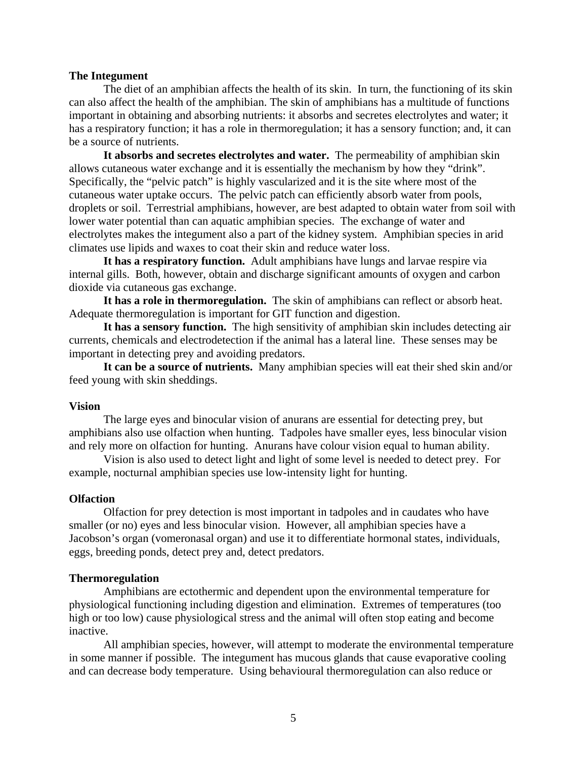**The Integument**

The diet of an amphibian affects the health of its skin. In turn, the functioning of its skin can also affect the health of the amphibian. The skin of amphibians has a multitude of functions important in obtaining and absorbing nutrients: it absorbs and secretes electrolytes and water; it has a respiratory function; it has a role in thermoregulation; it has a sensory function; and, it can be a source of nutrients.

**It absorbs and secretes electrolytes and water.** The permeability of amphibian skin allows cutaneous water exchange and it is essentially the mechanism by how they "drink". Specifically, the "pelvic patch" is highly vascularized and it is the site where most of the cutaneous water uptake occurs. The pelvic patch can efficiently absorb water from pools, droplets or soil. Terrestrial amphibians, however, are best adapted to obtain water from soil with lower water potential than can aquatic amphibian species. The exchange of water and electrolytes makes the integument also a part of the kidney system. Amphibian species in arid climates use lipids and waxes to coat their skin and reduce water loss.

**It has a respiratory function.** Adult amphibians have lungs and larvae respire via internal gills. Both, however, obtain and discharge significant amounts of oxygen and carbon dioxide via cutaneous gas exchange.

**It has a role in thermoregulation.** The skin of amphibians can reflect or absorb heat. Adequate thermoregulation is important for GIT function and digestion.

**It has a sensory function.** The high sensitivity of amphibian skin includes detecting air currents, chemicals and electrodetection if the animal has a lateral line. These senses may be important in detecting prey and avoiding predators.

**It can be a source of nutrients.** Many amphibian species will eat their shed skin and/or feed young with skin sheddings.

**Vision**

The large eyes and binocular vision of anurans are essential for detecting prey, but amphibians also use olfaction when hunting. Tadpoles have smaller eyes, less binocular vision and rely more on olfaction for hunting. Anurans have colour vision equal to human ability.

Vision is also used to detect light and light of some level is needed to detect prey. For example, nocturnal amphibian species use low-intensity light for hunting.

**Olfaction**

Olfaction for prey detection is most important in tadpoles and in caudates who have smaller (or no) eyes and less binocular vision. However, all amphibian species have a Jacobson's organ (vomeronasal organ) and use it to differentiate hormonal states, individuals, eggs, breeding ponds, detect prey and, detect predators.

**Thermoregulation**

Amphibians are ectothermic and dependent upon the environmental temperature for physiological functioning including digestion and elimination. Extremes of temperatures (too high or too low) cause physiological stress and the animal will often stop eating and become inactive.

All amphibian species, however, will attempt to moderate the environmental temperature in some manner if possible. The integument has mucous glands that cause evaporative cooling and can decrease body temperature. Using behavioural thermoregulation can also reduce or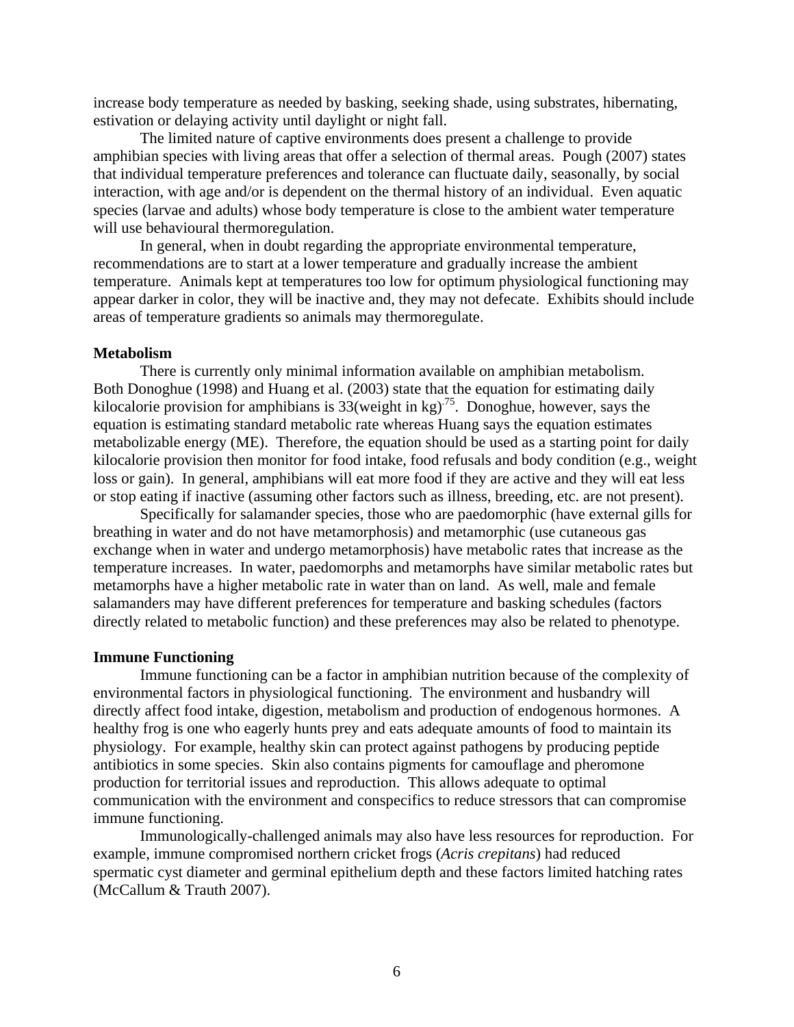increase body temperature as needed by basking, seeking shade, using substrates, hibernating, estivation or delaying activity until daylight or night fall.

The limited nature of captive environments does present a challenge to provide amphibian species with living areas that offer a selection of thermal areas. Pough (2007) states that individual temperature preferences and tolerance can fluctuate daily, seasonally, by social interaction, with age and/or is dependent on the thermal history of an individual. Even aquatic species (larvae and adults) whose body temperature is close to the ambient water temperature will use behavioural thermoregulation.

In general, when in doubt regarding the appropriate environmental temperature, recommendations are to start at a lower temperature and gradually increase the ambient temperature. Animals kept at temperatures too low for optimum physiological functioning may appear darker in color, they will be inactive and, they may not defecate. Exhibits should include areas of temperature gradients so animals may thermoregulate.

**Metabolism**

There is currently only minimal information available on amphibian metabolism. Both Donoghue (1998) and Huang et al. (2003) state that the equation for estimating daily kilocalorie provision for amphibians is $33(\text{weight in kg})^{.75}$. Donoghue, however, says the equation is estimating standard metabolic rate whereas Huang says the equation estimates metabolizable energy (ME). Therefore, the equation should be used as a starting point for daily kilocalorie provision then monitor for food intake, food refusals and body condition (e.g., weight loss or gain). In general, amphibians will eat more food if they are active and they will eat less or stop eating if inactive (assuming other factors such as illness, breeding, etc. are not present).

Specifically for salamander species, those who are paedomorphic (have external gills for breathing in water and do not have metamorphosis) and metamorphic (use cutaneous gas exchange when in water and undergo metamorphosis) have metabolic rates that increase as the temperature increases. In water, paedomorphs and metamorphs have similar metabolic rates but metamorphs have a higher metabolic rate in water than on land. As well, male and female salamanders may have different preferences for temperature and basking schedules (factors directly related to metabolic function) and these preferences may also be related to phenotype.

**Immune Functioning**

Immune functioning can be a factor in amphibian nutrition because of the complexity of environmental factors in physiological functioning. The environment and husbandry will directly affect food intake, digestion, metabolism and production of endogenous hormones. A healthy frog is one who eagerly hunts prey and eats adequate amounts of food to maintain its physiology. For example, healthy skin can protect against pathogens by producing peptide antibiotics in some species. Skin also contains pigments for camouflage and pheromone production for territorial issues and reproduction. This allows adequate to optimal communication with the environment and conspecifics to reduce stressors that can compromise immune functioning.

Immunologically-challenged animals may also have less resources for reproduction. For example, immune compromised northern cricket frogs (*Acris crepitans*) had reduced spermatic cyst diameter and germinal epithelium depth and these factors limited hatching rates (McCallum & Trauth 2007).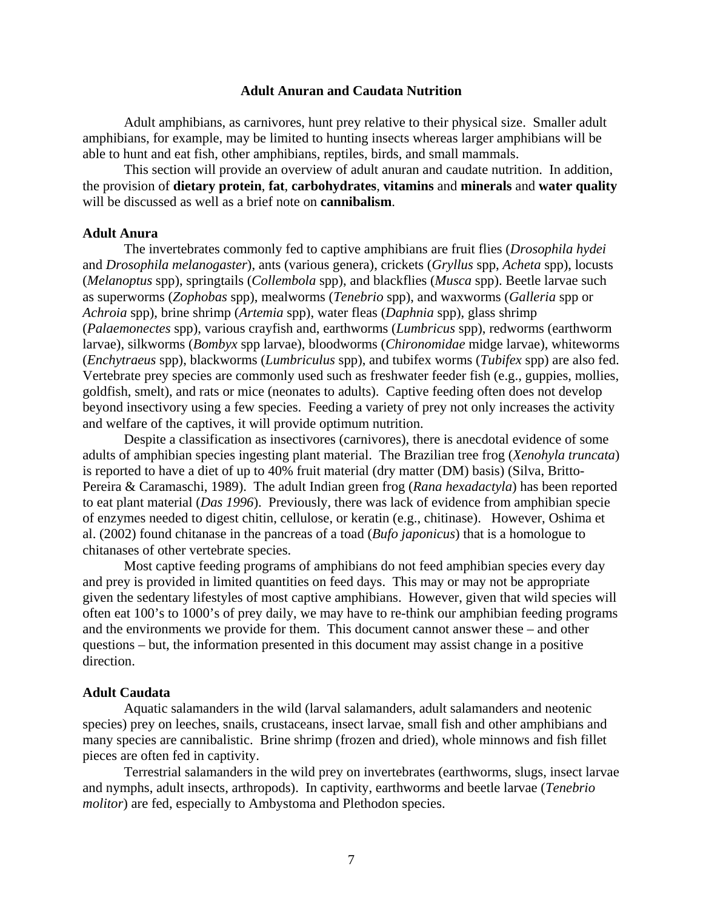## Adult Anuran and Caudata Nutrition

Adult amphibians, as carnivores, hunt prey relative to their physical size. Smaller adult amphibians, for example, may be limited to hunting insects whereas larger amphibians will be able to hunt and eat fish, other amphibians, reptiles, birds, and small mammals.

This section will provide an overview of adult anuran and caudate nutrition. In addition, the provision of **dietary protein**, **fat**, **carbohydrates**, **vitamins** and **minerals** and **water quality** will be discussed as well as a brief note on **cannibalism**.

### Adult Anura

The invertebrates commonly fed to captive amphibians are fruit flies (*Drosophila hydei* and *Drosophila melanogaster*), ants (various genera), crickets (*Gryllus* spp, *Acheta* spp), locusts (*Melanoptus* spp), springtails (*Collembola* spp), and blackflies (*Musca* spp). Beetle larvae such as superworms (*Zophobas* spp), mealworms (*Tenebrio* spp), and waxworms (*Galleria* spp or *Achroia* spp), brine shrimp (*Artemia* spp), water fleas (*Daphnia* spp), glass shrimp (*Palaemonectes* spp), various crayfish and, earthworms (*Lumbricus* spp), redworms (earthworm larvae), silkworms (*Bombyx* spp larvae), bloodworms (*Chironomidae* midge larvae), whiteworms (*Enchytraeus* spp), blackworms (*Lumbriculus* spp), and tubifex worms (*Tubifex* spp) are also fed. Vertebrate prey species are commonly used such as freshwater feeder fish (e.g., guppies, mollies, goldfish, smelt), and rats or mice (neonates to adults). Captive feeding often does not develop beyond insectivory using a few species. Feeding a variety of prey not only increases the activity and welfare of the captives, it will provide optimum nutrition.

Despite a classification as insectivores (carnivores), there is anecdotal evidence of some adults of amphibian species ingesting plant material. The Brazilian tree frog (*Xenohyla truncata*) is reported to have a diet of up to 40% fruit material (dry matter (DM) basis) (Silva, Britto-Pereira & Caramaschi, 1989). The adult Indian green frog (*Rana hexadactyla*) has been reported to eat plant material (*Das 1996*). Previously, there was lack of evidence from amphibian specie of enzymes needed to digest chitin, cellulose, or keratin (e.g., chitinase). However, Oshima et al. (2002) found chitanase in the pancreas of a toad (*Bufo japonicus*) that is a homologue to chitanases of other vertebrate species.

Most captive feeding programs of amphibians do not feed amphibian species every day and prey is provided in limited quantities on feed days. This may or may not be appropriate given the sedentary lifestyles of most captive amphibians. However, given that wild species will often eat 100's to 1000's of prey daily, we may have to re-think our amphibian feeding programs and the environments we provide for them. This document cannot answer these – and other questions – but, the information presented in this document may assist change in a positive direction.

### Adult Caudata

Aquatic salamanders in the wild (larval salamanders, adult salamanders and neotenic species) prey on leeches, snails, crustaceans, insect larvae, small fish and other amphibians and many species are cannibalistic. Brine shrimp (frozen and dried), whole minnows and fish fillet pieces are often fed in captivity.

Terrestrial salamanders in the wild prey on invertebrates (earthworms, slugs, insect larvae and nymphs, adult insects, arthropods). In captivity, earthworms and beetle larvae (*Tenebrio molitor*) are fed, especially to Ambystoma and Plethodon species.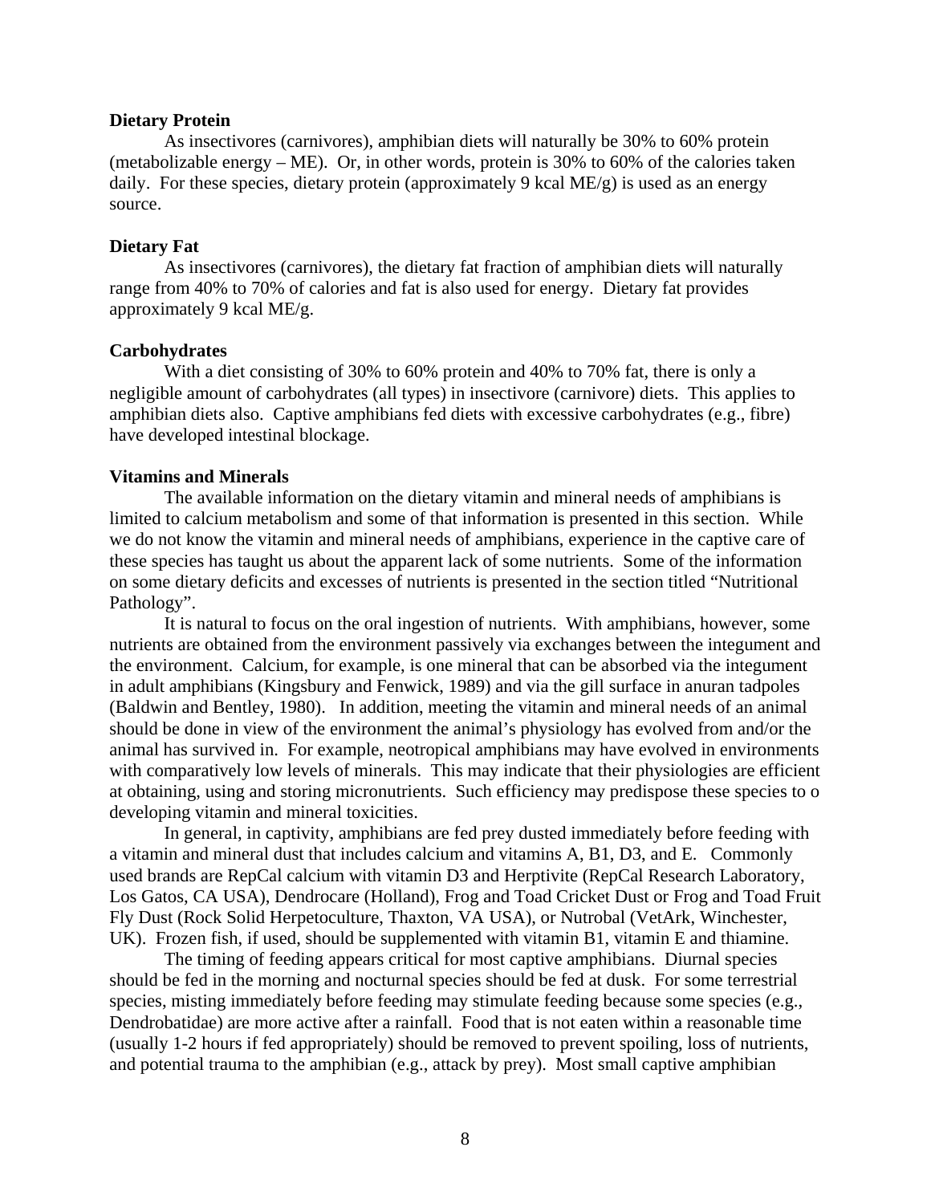**Dietary Protein**

As insectivores (carnivores), amphibian diets will naturally be 30% to 60% protein (metabolizable energy – ME). Or, in other words, protein is 30% to 60% of the calories taken daily. For these species, dietary protein (approximately 9 kcal ME/g) is used as an energy source.

**Dietary Fat**

As insectivores (carnivores), the dietary fat fraction of amphibian diets will naturally range from 40% to 70% of calories and fat is also used for energy. Dietary fat provides approximately 9 kcal ME/g.

**Carbohydrates**

With a diet consisting of 30% to 60% protein and 40% to 70% fat, there is only a negligible amount of carbohydrates (all types) in insectivore (carnivore) diets. This applies to amphibian diets also. Captive amphibians fed diets with excessive carbohydrates (e.g., fibre) have developed intestinal blockage.

**Vitamins and Minerals**

The available information on the dietary vitamin and mineral needs of amphibians is limited to calcium metabolism and some of that information is presented in this section. While we do not know the vitamin and mineral needs of amphibians, experience in the captive care of these species has taught us about the apparent lack of some nutrients. Some of the information on some dietary deficits and excesses of nutrients is presented in the section titled "Nutritional Pathology".

It is natural to focus on the oral ingestion of nutrients. With amphibians, however, some nutrients are obtained from the environment passively via exchanges between the integument and the environment. Calcium, for example, is one mineral that can be absorbed via the integument in adult amphibians (Kingsbury and Fenwick, 1989) and via the gill surface in anuran tadpoles (Baldwin and Bentley, 1980). In addition, meeting the vitamin and mineral needs of an animal should be done in view of the environment the animal's physiology has evolved from and/or the animal has survived in. For example, neotropical amphibians may have evolved in environments with comparatively low levels of minerals. This may indicate that their physiologies are efficient at obtaining, using and storing micronutrients. Such efficiency may predispose these species to o developing vitamin and mineral toxicities.

In general, in captivity, amphibians are fed prey dusted immediately before feeding with a vitamin and mineral dust that includes calcium and vitamins A, B1, D3, and E. Commonly used brands are RepCal calcium with vitamin D3 and Herptivite (RepCal Research Laboratory, Los Gatos, CA USA), Dendrocare (Holland), Frog and Toad Cricket Dust or Frog and Toad Fruit Fly Dust (Rock Solid Herpetoculture, Thaxton, VA USA), or Nutrobal (VetArk, Winchester, UK). Frozen fish, if used, should be supplemented with vitamin B1, vitamin E and thiamine.

The timing of feeding appears critical for most captive amphibians. Diurnal species should be fed in the morning and nocturnal species should be fed at dusk. For some terrestrial species, misting immediately before feeding may stimulate feeding because some species (e.g., Dendrobatidae) are more active after a rainfall. Food that is not eaten within a reasonable time (usually 1-2 hours if fed appropriately) should be removed to prevent spoiling, loss of nutrients, and potential trauma to the amphibian (e.g., attack by prey). Most small captive amphibian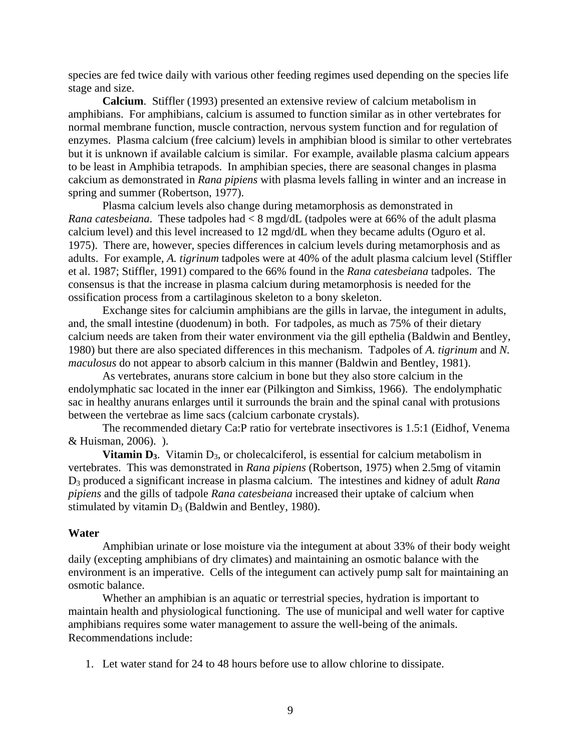species are fed twice daily with various other feeding regimes used depending on the species life stage and size.

**Calcium**. Stiffler (1993) presented an extensive review of calcium metabolism in amphibians. For amphibians, calcium is assumed to function similar as in other vertebrates for normal membrane function, muscle contraction, nervous system function and for regulation of enzymes. Plasma calcium (free calcium) levels in amphibian blood is similar to other vertebrates but it is unknown if available calcium is similar. For example, available plasma calcium appears to be least in Amphibia tetrapods. In amphibian species, there are seasonal changes in plasma cakcium as demonstrated in *Rana pipiens* with plasma levels falling in winter and an increase in spring and summer (Robertson, 1977).

Plasma calcium levels also change during metamorphosis as demonstrated in *Rana catesbeiana*. These tadpoles had < 8 mgd/dL (tadpoles were at 66% of the adult plasma calcium level) and this level increased to 12 mgd/dL when they became adults (Oguro et al. 1975). There are, however, species differences in calcium levels during metamorphosis and as adults. For example, *A. tigrinum* tadpoles were at 40% of the adult plasma calcium level (Stiffler et al. 1987; Stiffler, 1991) compared to the 66% found in the *Rana catesbeiana* tadpoles. The consensus is that the increase in plasma calcium during metamorphosis is needed for the ossification process from a cartilaginous skeleton to a bony skeleton.

Exchange sites for calciumin amphibians are the gills in larvae, the integument in adults, and, the small intestine (duodenum) in both. For tadpoles, as much as 75% of their dietary calcium needs are taken from their water environment via the gill epthelia (Baldwin and Bentley, 1980) but there are also speciated differences in this mechanism. Tadpoles of *A. tigrinum* and *N. maculosus* do not appear to absorb calcium in this manner (Baldwin and Bentley, 1981).

As vertebrates, anurans store calcium in bone but they also store calcium in the endolymphatic sac located in the inner ear (Pilkington and Simkiss, 1966). The endolymphatic sac in healthy anurans enlarges until it surrounds the brain and the spinal canal with protusions between the vertebrae as lime sacs (calcium carbonate crystals).

The recommended dietary Ca:P ratio for vertebrate insectivores is 1.5:1 (Eidhof, Venema & Huisman, 2006). ).

**Vitamin $D_3$**. Vitamin $D_3$, or cholecalciferol, is essential for calcium metabolism in vertebrates. This was demonstrated in *Rana pipiens* (Robertson, 1975) when 2.5mg of vitamin $D_3$ produced a significant increase in plasma calcium. The intestines and kidney of adult *Rana pipiens* and the gills of tadpole *Rana catesbeiana* increased their uptake of calcium when stimulated by vitamin $D_3$ (Baldwin and Bentley, 1980).

**Water**

Amphibian urinate or lose moisture via the integument at about 33% of their body weight daily (excepting amphibians of dry climates) and maintaining an osmotic balance with the environment is an imperative. Cells of the integument can actively pump salt for maintaining an osmotic balance.

Whether an amphibian is an aquatic or terrestrial species, hydration is important to maintain health and physiological functioning. The use of municipal and well water for captive amphibians requires some water management to assure the well-being of the animals. Recommendations include:

1. Let water stand for 24 to 48 hours before use to allow chlorine to dissipate.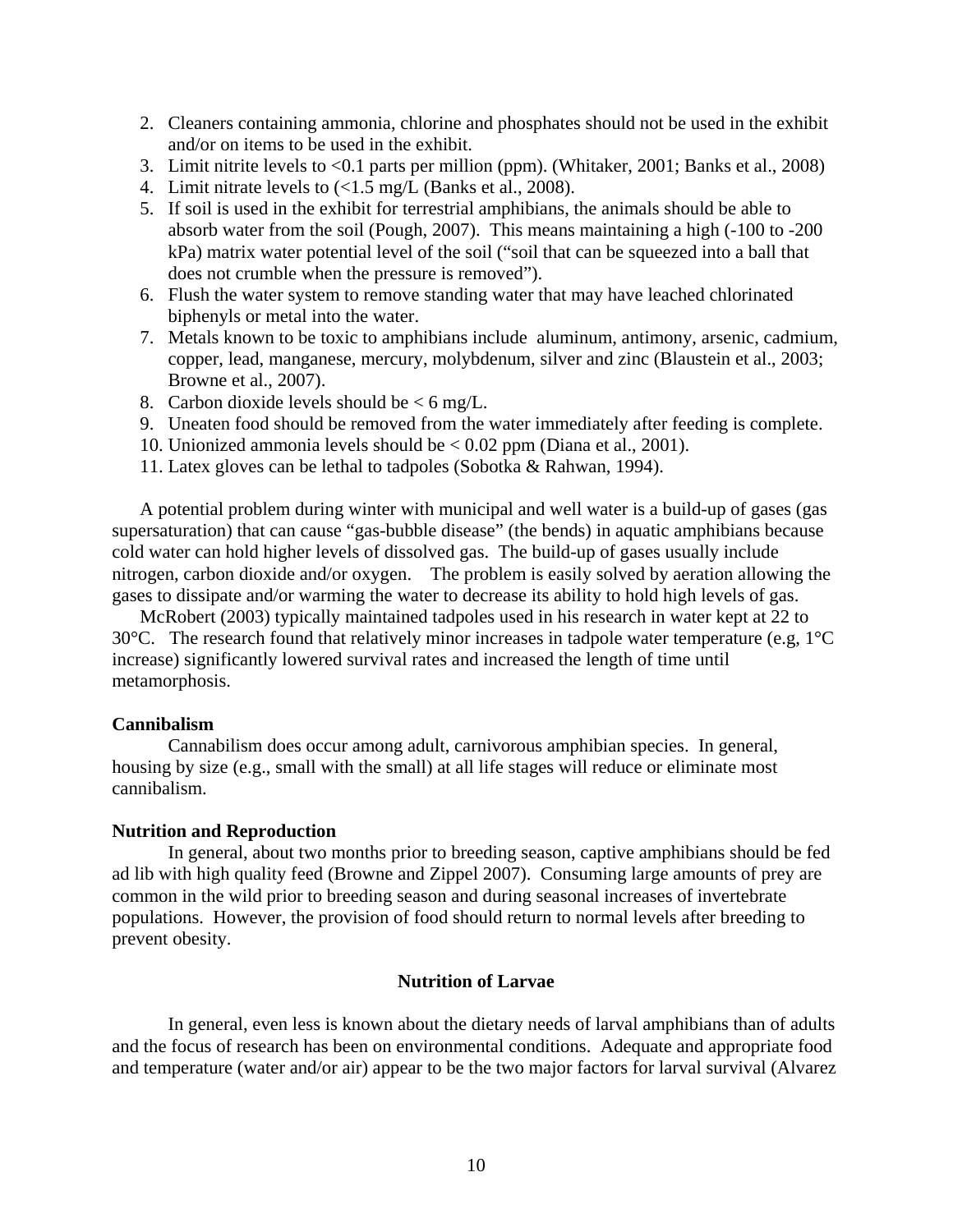2. Cleaners containing ammonia, chlorine and phosphates should not be used in the exhibit and/or on items to be used in the exhibit.
3. Limit nitrite levels to <0.1 parts per million (ppm). (Whitaker, 2001; Banks et al., 2008)
4. Limit nitrate levels to (<1.5 mg/L (Banks et al., 2008).
5. If soil is used in the exhibit for terrestrial amphibians, the animals should be able to absorb water from the soil (Pough, 2007). This means maintaining a high (-100 to -200 kPa) matrix water potential level of the soil ("soil that can be squeezed into a ball that does not crumble when the pressure is removed").
6. Flush the water system to remove standing water that may have leached chlorinated biphenyls or metal into the water.
7. Metals known to be toxic to amphibians include aluminum, antimony, arsenic, cadmium, copper, lead, manganese, mercury, molybdenum, silver and zinc (Blaustein et al., 2003; Browne et al., 2007).
8. Carbon dioxide levels should be < 6 mg/L.
9. Uneaten food should be removed from the water immediately after feeding is complete.
10. Unionized ammonia levels should be < 0.02 ppm (Diana et al., 2001).
11. Latex gloves can be lethal to tadpoles (Sobotka & Rahwan, 1994).

A potential problem during winter with municipal and well water is a build-up of gases (gas supersaturation) that can cause "gas-bubble disease" (the bends) in aquatic amphibians because cold water can hold higher levels of dissolved gas. The build-up of gases usually include nitrogen, carbon dioxide and/or oxygen. The problem is easily solved by aeration allowing the gases to dissipate and/or warming the water to decrease its ability to hold high levels of gas.

McRobert (2003) typically maintained tadpoles used in his research in water kept at 22 to 30°C. The research found that relatively minor increases in tadpole water temperature (e.g, 1°C increase) significantly lowered survival rates and increased the length of time until metamorphosis.

**Cannibalism**

Cannabilism does occur among adult, carnivorous amphibian species. In general, housing by size (e.g., small with the small) at all life stages will reduce or eliminate most cannibalism.

**Nutrition and Reproduction**

In general, about two months prior to breeding season, captive amphibians should be fed ad lib with high quality feed (Browne and Zippel 2007). Consuming large amounts of prey are common in the wild prior to breeding season and during seasonal increases of invertebrate populations. However, the provision of food should return to normal levels after breeding to prevent obesity.

## Nutrition of Larvae

In general, even less is known about the dietary needs of larval amphibians than of adults and the focus of research has been on environmental conditions. Adequate and appropriate food and temperature (water and/or air) appear to be the two major factors for larval survival (Alvarez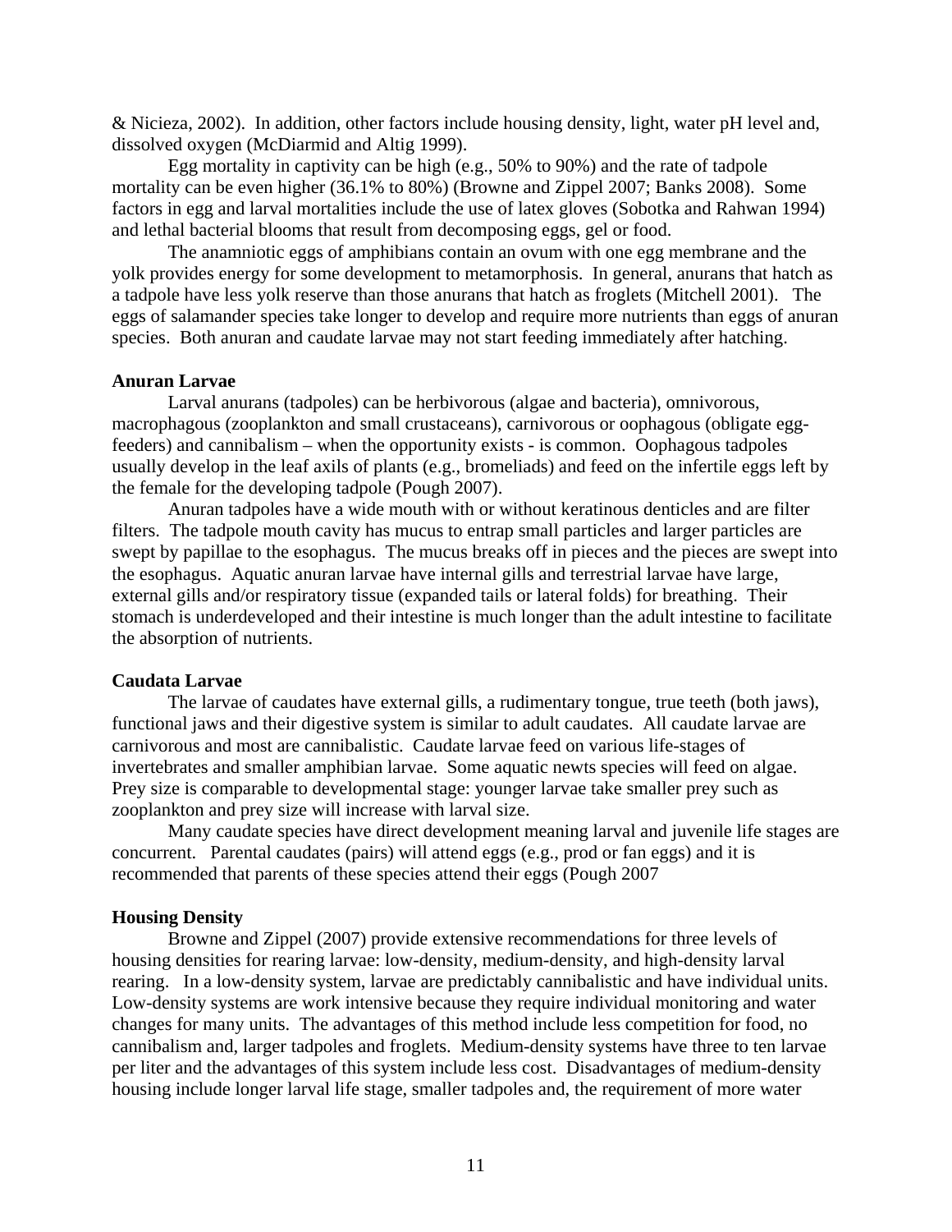& Nicieza, 2002). In addition, other factors include housing density, light, water pH level and, dissolved oxygen (McDiarmid and Altig 1999).

Egg mortality in captivity can be high (e.g., 50% to 90%) and the rate of tadpole mortality can be even higher (36.1% to 80%) (Browne and Zippel 2007; Banks 2008). Some factors in egg and larval mortalities include the use of latex gloves (Sobotka and Rahwan 1994) and lethal bacterial blooms that result from decomposing eggs, gel or food.

The anamniotic eggs of amphibians contain an ovum with one egg membrane and the yolk provides energy for some development to metamorphosis. In general, anurans that hatch as a tadpole have less yolk reserve than those anurans that hatch as froglets (Mitchell 2001). The eggs of salamander species take longer to develop and require more nutrients than eggs of anuran species. Both anuran and caudate larvae may not start feeding immediately after hatching.

**Anuran Larvae**

Larval anurans (tadpoles) can be herbivorous (algae and bacteria), omnivorous, macrophagous (zooplankton and small crustaceans), carnivorous or oophagous (obligate egg-feeders) and cannibalism – when the opportunity exists - is common. Oophagous tadpoles usually develop in the leaf axils of plants (e.g., bromeliads) and feed on the infertile eggs left by the female for the developing tadpole (Pough 2007).

Anuran tadpoles have a wide mouth with or without keratinous denticles and are filter filters. The tadpole mouth cavity has mucus to entrap small particles and larger particles are swept by papillae to the esophagus. The mucus breaks off in pieces and the pieces are swept into the esophagus. Aquatic anuran larvae have internal gills and terrestrial larvae have large, external gills and/or respiratory tissue (expanded tails or lateral folds) for breathing. Their stomach is underdeveloped and their intestine is much longer than the adult intestine to facilitate the absorption of nutrients.

**Caudata Larvae**

The larvae of caudates have external gills, a rudimentary tongue, true teeth (both jaws), functional jaws and their digestive system is similar to adult caudates. All caudate larvae are carnivorous and most are cannibalistic. Caudate larvae feed on various life-stages of invertebrates and smaller amphibian larvae. Some aquatic newts species will feed on algae. Prey size is comparable to developmental stage: younger larvae take smaller prey such as zooplankton and prey size will increase with larval size.

Many caudate species have direct development meaning larval and juvenile life stages are concurrent. Parental caudates (pairs) will attend eggs (e.g., prod or fan eggs) and it is recommended that parents of these species attend their eggs (Pough 2007

**Housing Density**

Browne and Zippel (2007) provide extensive recommendations for three levels of housing densities for rearing larvae: low-density, medium-density, and high-density larval rearing. In a low-density system, larvae are predictably cannibalistic and have individual units. Low-density systems are work intensive because they require individual monitoring and water changes for many units. The advantages of this method include less competition for food, no cannibalism and, larger tadpoles and froglets. Medium-density systems have three to ten larvae per liter and the advantages of this system include less cost. Disadvantages of medium-density housing include longer larval life stage, smaller tadpoles and, the requirement of more water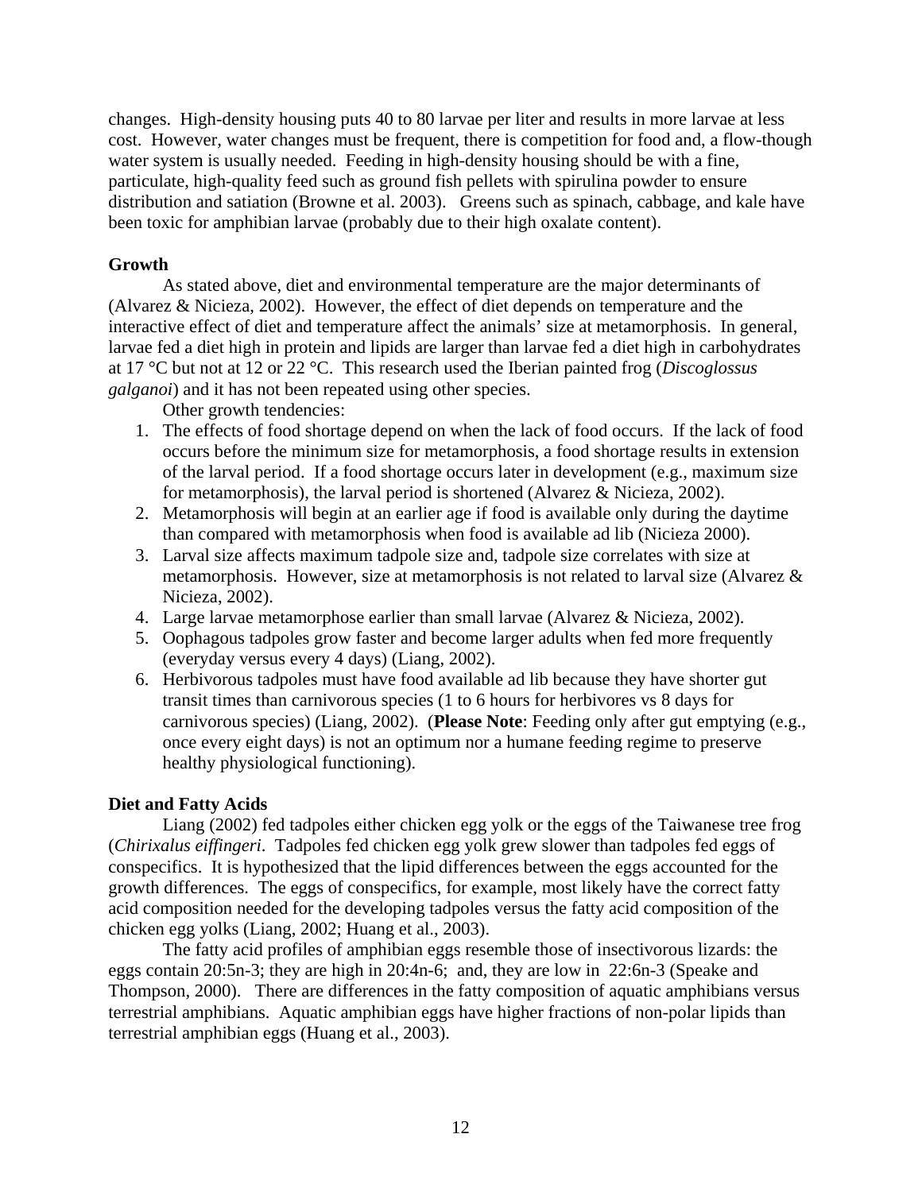changes. High-density housing puts 40 to 80 larvae per liter and results in more larvae at less cost. However, water changes must be frequent, there is competition for food and, a flow-though water system is usually needed. Feeding in high-density housing should be with a fine, particulate, high-quality feed such as ground fish pellets with spirulina powder to ensure distribution and satiation (Browne et al. 2003). Greens such as spinach, cabbage, and kale have been toxic for amphibian larvae (probably due to their high oxalate content).

**Growth**

As stated above, diet and environmental temperature are the major determinants of (Alvarez & Nicieza, 2002). However, the effect of diet depends on temperature and the interactive effect of diet and temperature affect the animals' size at metamorphosis. In general, larvae fed a diet high in protein and lipids are larger than larvae fed a diet high in carbohydrates at 17 °C but not at 12 or 22 °C. This research used the Iberian painted frog (*Discoglossus galganoi*) and it has not been repeated using other species.

Other growth tendencies:

1. The effects of food shortage depend on when the lack of food occurs. If the lack of food occurs before the minimum size for metamorphosis, a food shortage results in extension of the larval period. If a food shortage occurs later in development (e.g., maximum size for metamorphosis), the larval period is shortened (Alvarez & Nicieza, 2002).
2. Metamorphosis will begin at an earlier age if food is available only during the daytime than compared with metamorphosis when food is available ad lib (Nicieza 2000).
3. Larval size affects maximum tadpole size and, tadpole size correlates with size at metamorphosis. However, size at metamorphosis is not related to larval size (Alvarez & Nicieza, 2002).
4. Large larvae metamorphose earlier than small larvae (Alvarez & Nicieza, 2002).
5. Oophagous tadpoles grow faster and become larger adults when fed more frequently (everyday versus every 4 days) (Liang, 2002).
6. Herbivorous tadpoles must have food available ad lib because they have shorter gut transit times than carnivorous species (1 to 6 hours for herbivores vs 8 days for carnivorous species) (Liang, 2002). (**Please Note**: Feeding only after gut emptying (e.g., once every eight days) is not an optimum nor a humane feeding regime to preserve healthy physiological functioning).

**Diet and Fatty Acids**

Liang (2002) fed tadpoles either chicken egg yolk or the eggs of the Taiwanese tree frog (*Chirixalus eiffingeri*. Tadpoles fed chicken egg yolk grew slower than tadpoles fed eggs of conspecifics. It is hypothesized that the lipid differences between the eggs accounted for the growth differences. The eggs of conspecifics, for example, most likely have the correct fatty acid composition needed for the developing tadpoles versus the fatty acid composition of the chicken egg yolks (Liang, 2002; Huang et al., 2003).

The fatty acid profiles of amphibian eggs resemble those of insectivorous lizards: the eggs contain 20:5n-3; they are high in 20:4n-6; and, they are low in 22:6n-3 (Speake and Thompson, 2000). There are differences in the fatty composition of aquatic amphibians versus terrestrial amphibians. Aquatic amphibian eggs have higher fractions of non-polar lipids than terrestrial amphibian eggs (Huang et al., 2003).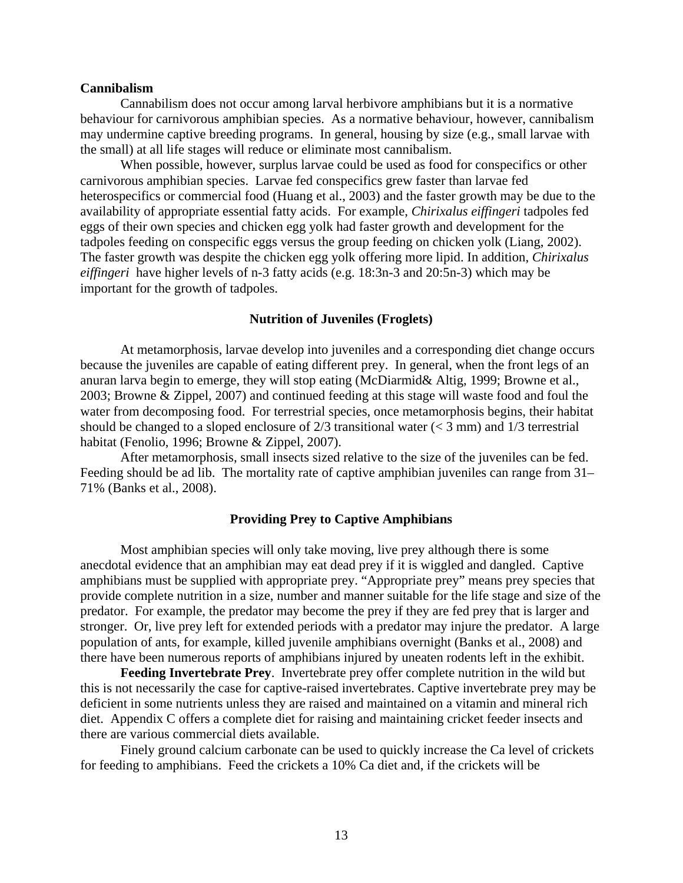**Cannibalism**

Cannabilism does not occur among larval herbivore amphibians but it is a normative behaviour for carnivorous amphibian species. As a normative behaviour, however, cannibalism may undermine captive breeding programs. In general, housing by size (e.g., small larvae with the small) at all life stages will reduce or eliminate most cannibalism.

When possible, however, surplus larvae could be used as food for conspecifics or other carnivorous amphibian species. Larvae fed conspecifics grew faster than larvae fed heterospecifics or commercial food (Huang et al., 2003) and the faster growth may be due to the availability of appropriate essential fatty acids. For example, *Chirixalus eiffingeri* tadpoles fed eggs of their own species and chicken egg yolk had faster growth and development for the tadpoles feeding on conspecific eggs versus the group feeding on chicken yolk (Liang, 2002). The faster growth was despite the chicken egg yolk offering more lipid. In addition, *Chirixalus eiffingeri* have higher levels of n-3 fatty acids (e.g. 18:3n-3 and 20:5n-3) which may be important for the growth of tadpoles.

## Nutrition of Juveniles (Froglets)

At metamorphosis, larvae develop into juveniles and a corresponding diet change occurs because the juveniles are capable of eating different prey. In general, when the front legs of an anuran larva begin to emerge, they will stop eating (McDiarmid& Altig, 1999; Browne et al., 2003; Browne & Zippel, 2007) and continued feeding at this stage will waste food and foul the water from decomposing food. For terrestrial species, once metamorphosis begins, their habitat should be changed to a sloped enclosure of 2/3 transitional water (< 3 mm) and 1/3 terrestrial habitat (Fenolio, 1996; Browne & Zippel, 2007).

After metamorphosis, small insects sized relative to the size of the juveniles can be fed. Feeding should be ad lib. The mortality rate of captive amphibian juveniles can range from 31–71% (Banks et al., 2008).

## Providing Prey to Captive Amphibians

Most amphibian species will only take moving, live prey although there is some anecdotal evidence that an amphibian may eat dead prey if it is wiggled and dangled. Captive amphibians must be supplied with appropriate prey. "Appropriate prey" means prey species that provide complete nutrition in a size, number and manner suitable for the life stage and size of the predator. For example, the predator may become the prey if they are fed prey that is larger and stronger. Or, live prey left for extended periods with a predator may injure the predator. A large population of ants, for example, killed juvenile amphibians overnight (Banks et al., 2008) and there have been numerous reports of amphibians injured by uneaten rodents left in the exhibit.

**Feeding Invertebrate Prey**. Invertebrate prey offer complete nutrition in the wild but this is not necessarily the case for captive-raised invertebrates. Captive invertebrate prey may be deficient in some nutrients unless they are raised and maintained on a vitamin and mineral rich diet. Appendix C offers a complete diet for raising and maintaining cricket feeder insects and there are various commercial diets available.

Finely ground calcium carbonate can be used to quickly increase the Ca level of crickets for feeding to amphibians. Feed the crickets a 10% Ca diet and, if the crickets will be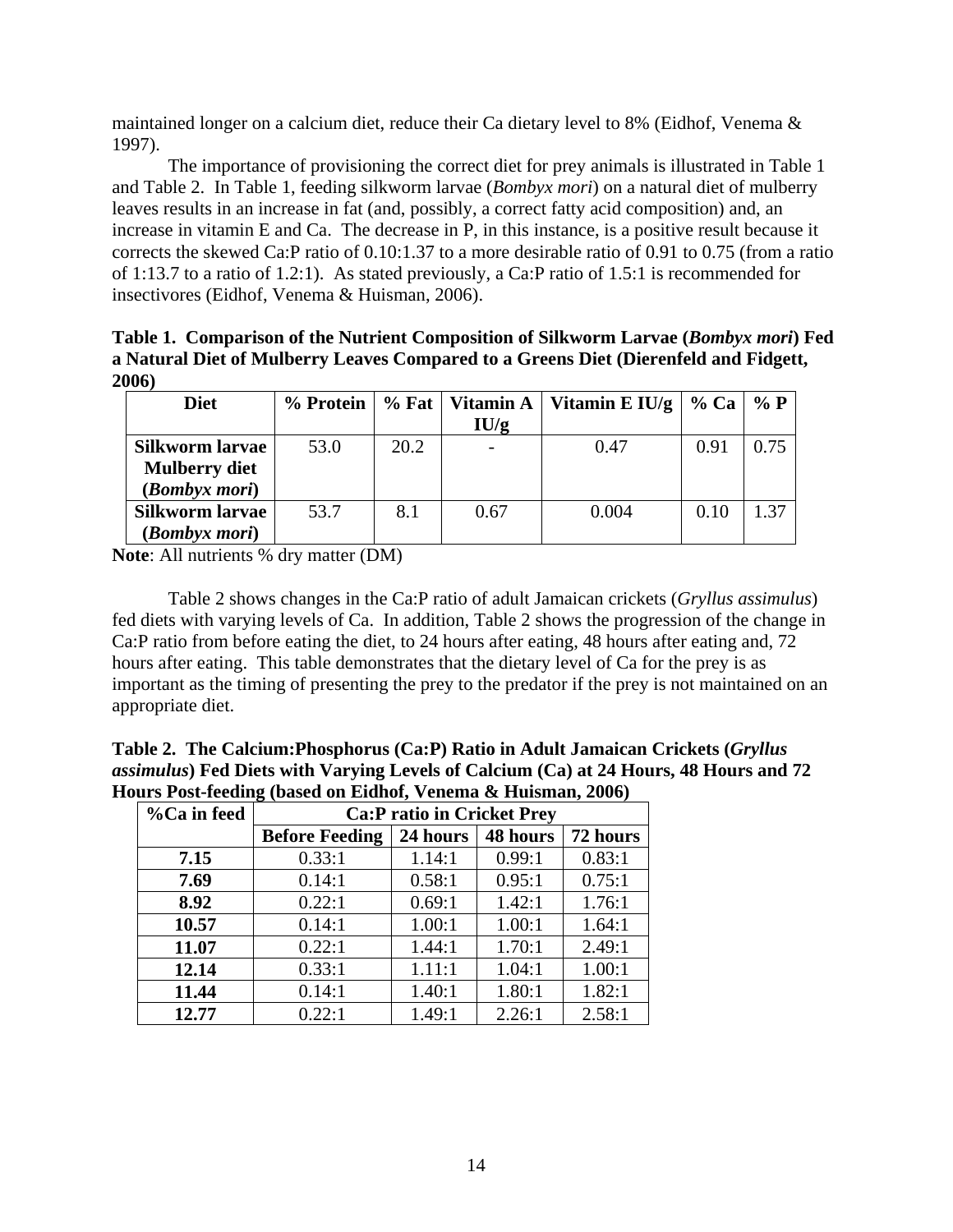maintained longer on a calcium diet, reduce their Ca dietary level to 8% (Eidhof, Venema & 1997).

The importance of provisioning the correct diet for prey animals is illustrated in Table 1 and Table 2. In Table 1, feeding silkworm larvae (*Bombyx mori*) on a natural diet of mulberry leaves results in an increase in fat (and, possibly, a correct fatty acid composition) and, an increase in vitamin E and Ca. The decrease in P, in this instance, is a positive result because it corrects the skewed Ca:P ratio of 0.10:1.37 to a more desirable ratio of 0.91 to 0.75 (from a ratio of 1:13.7 to a ratio of 1.2:1). As stated previously, a Ca:P ratio of 1.5:1 is recommended for insectivores (Eidhof, Venema & Huisman, 2006).

**Table 1. Comparison of the Nutrient Composition of Silkworm Larvae (*Bombyx mori*) Fed a Natural Diet of Mulberry Leaves Compared to a Greens Diet (Dierenfeld and Fidgett, 2006)**

| Diet | % Protein | % Fat | Vitamin A IU/g | Vitamin E IU/g | % Ca | % P |
|---|---|---|---|---|---|---|
| **Silkworm larvae Mulberry diet (*Bombyx mori*)** | 53.0 | 20.2 | - | 0.47 | 0.91 | 0.75 |
| **Silkworm larvae (*Bombyx mori*)** | 53.7 | 8.1 | 0.67 | 0.004 | 0.10 | 1.37 |

**Note**: All nutrients % dry matter (DM)

Table 2 shows changes in the Ca:P ratio of adult Jamaican crickets (*Gryllus assimulus*) fed diets with varying levels of Ca. In addition, Table 2 shows the progression of the change in Ca:P ratio from before eating the diet, to 24 hours after eating, 48 hours after eating and, 72 hours after eating. This table demonstrates that the dietary level of Ca for the prey is as important as the timing of presenting the prey to the predator if the prey is not maintained on an appropriate diet.

**Table 2. The Calcium:Phosphorus (Ca:P) Ratio in Adult Jamaican Crickets (*Gryllus assimulus*) Fed Diets with Varying Levels of Calcium (Ca) at 24 Hours, 48 Hours and 72 Hours Post-feeding (based on Eidhof, Venema & Huisman, 2006)**

| %Ca in feed | Ca:P ratio in Cricket Prey | | | |
|---|---|---|---|---|
| | **Before Feeding** | **24 hours** | **48 hours** | **72 hours** |
| **7.15** | 0.33:1 | 1.14:1 | 0.99:1 | 0.83:1 |
| **7.69** | 0.14:1 | 0.58:1 | 0.95:1 | 0.75:1 |
| **8.92** | 0.22:1 | 0.69:1 | 1.42:1 | 1.76:1 |
| **10.57** | 0.14:1 | 1.00:1 | 1.00:1 | 1.64:1 |
| **11.07** | 0.22:1 | 1.44:1 | 1.70:1 | 2.49:1 |
| **12.14** | 0.33:1 | 1.11:1 | 1.04:1 | 1.00:1 |
| **11.44** | 0.14:1 | 1.40:1 | 1.80:1 | 1.82:1 |
| **12.77** | 0.22:1 | 1.49:1 | 2.26:1 | 2.58:1 |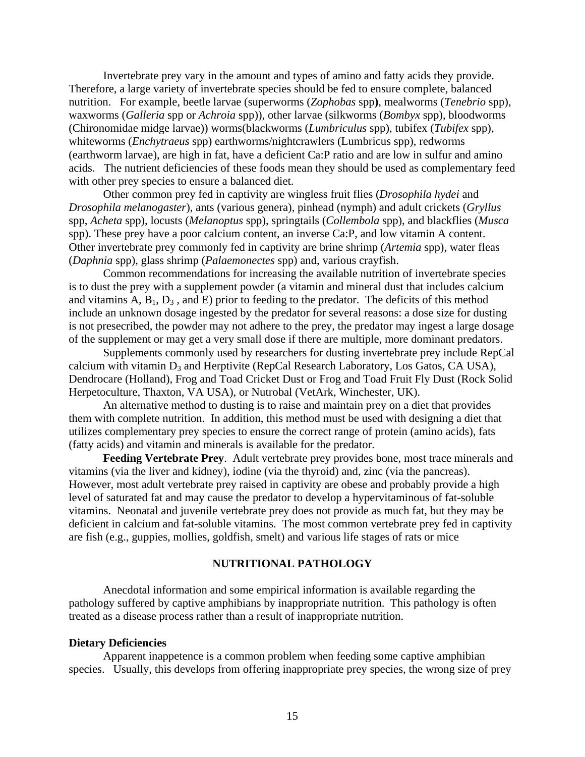Invertebrate prey vary in the amount and types of amino and fatty acids they provide. Therefore, a large variety of invertebrate species should be fed to ensure complete, balanced nutrition. For example, beetle larvae (superworms (*Zophobas* spp**)**, mealworms (*Tenebrio* spp), waxworms (*Galleria* spp or *Achroia* spp)), other larvae (silkworms (*Bombyx* spp), bloodworms (Chironomidae midge larvae)) worms(blackworms (*Lumbriculus* spp), tubifex (*Tubifex* spp), whiteworms (*Enchytraeus* spp) earthworms/nightcrawlers (Lumbricus spp), redworms (earthworm larvae), are high in fat, have a deficient Ca:P ratio and are low in sulfur and amino acids. The nutrient deficiencies of these foods mean they should be used as complementary feed with other prey species to ensure a balanced diet.

Other common prey fed in captivity are wingless fruit flies (*Drosophila hydei* and *Drosophila melanogaster*), ants (various genera), pinhead (nymph) and adult crickets (*Gryllus* spp, *Acheta* spp), locusts (*Melanoptus* spp), springtails (*Collembola* spp), and blackflies (*Musca* spp). These prey have a poor calcium content, an inverse Ca:P, and low vitamin A content. Other invertebrate prey commonly fed in captivity are brine shrimp (*Artemia* spp), water fleas (*Daphnia* spp), glass shrimp (*Palaemonectes* spp) and, various crayfish.

Common recommendations for increasing the available nutrition of invertebrate species is to dust the prey with a supplement powder (a vitamin and mineral dust that includes calcium and vitamins A, $B_1$, $D_3$ , and E) prior to feeding to the predator. The deficits of this method include an unknown dosage ingested by the predator for several reasons: a dose size for dusting is not presecribed, the powder may not adhere to the prey, the predator may ingest a large dosage of the supplement or may get a very small dose if there are multiple, more dominant predators.

Supplements commonly used by researchers for dusting invertebrate prey include RepCal calcium with vitamin $D_3$ and Herptivite (RepCal Research Laboratory, Los Gatos, CA USA), Dendrocare (Holland), Frog and Toad Cricket Dust or Frog and Toad Fruit Fly Dust (Rock Solid Herpetoculture, Thaxton, VA USA), or Nutrobal (VetArk, Winchester, UK).

An alternative method to dusting is to raise and maintain prey on a diet that provides them with complete nutrition. In addition, this method must be used with designing a diet that utilizes complementary prey species to ensure the correct range of protein (amino acids), fats (fatty acids) and vitamin and minerals is available for the predator.

**Feeding Vertebrate Prey**. Adult vertebrate prey provides bone, most trace minerals and vitamins (via the liver and kidney), iodine (via the thyroid) and, zinc (via the pancreas). However, most adult vertebrate prey raised in captivity are obese and probably provide a high level of saturated fat and may cause the predator to develop a hypervitaminous of fat-soluble vitamins. Neonatal and juvenile vertebrate prey does not provide as much fat, but they may be deficient in calcium and fat-soluble vitamins. The most common vertebrate prey fed in captivity are fish (e.g., guppies, mollies, goldfish, smelt) and various life stages of rats or mice

## NUTRITIONAL PATHOLOGY

Anecdotal information and some empirical information is available regarding the pathology suffered by captive amphibians by inappropriate nutrition. This pathology is often treated as a disease process rather than a result of inappropriate nutrition.

### Dietary Deficiencies

Apparent inappetence is a common problem when feeding some captive amphibian species. Usually, this develops from offering inappropriate prey species, the wrong size of prey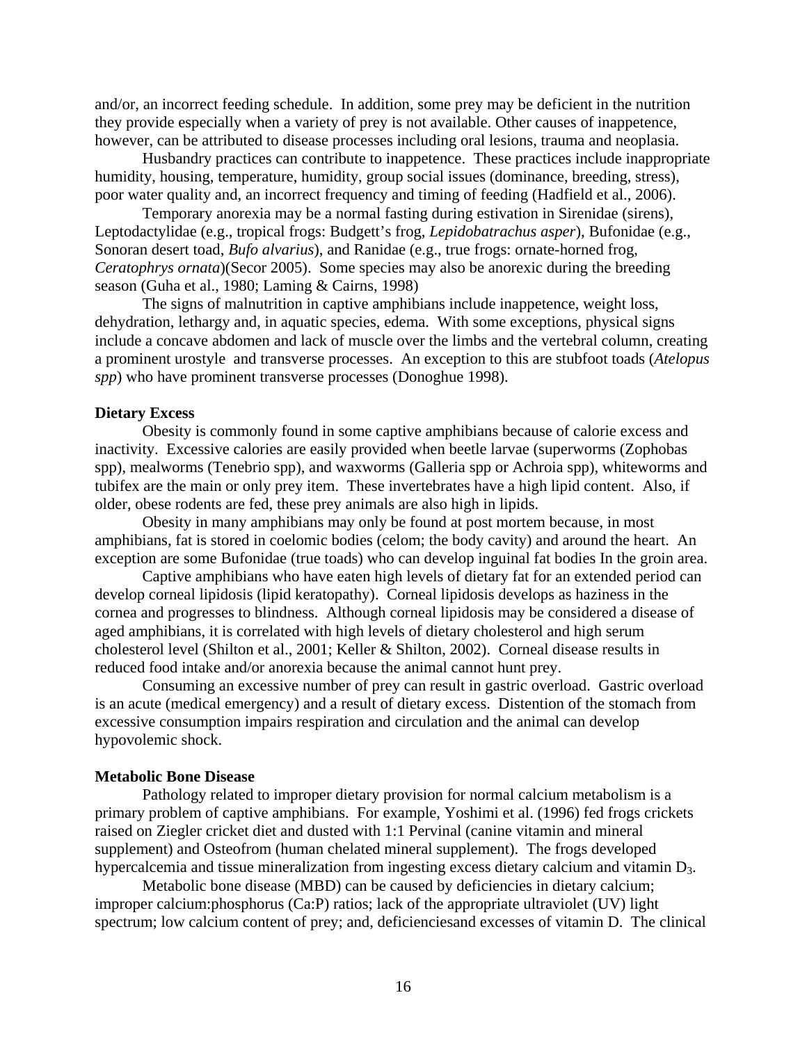and/or, an incorrect feeding schedule. In addition, some prey may be deficient in the nutrition they provide especially when a variety of prey is not available. Other causes of inappetence, however, can be attributed to disease processes including oral lesions, trauma and neoplasia.

Husbandry practices can contribute to inappetence. These practices include inappropriate humidity, housing, temperature, humidity, group social issues (dominance, breeding, stress), poor water quality and, an incorrect frequency and timing of feeding (Hadfield et al., 2006).

Temporary anorexia may be a normal fasting during estivation in Sirenidae (sirens), Leptodactylidae (e.g., tropical frogs: Budgett's frog, *Lepidobatrachus asper*), Bufonidae (e.g., Sonoran desert toad, *Bufo alvarius*), and Ranidae (e.g., true frogs: ornate-horned frog, *Ceratophrys ornata*)(Secor 2005). Some species may also be anorexic during the breeding season (Guha et al., 1980; Laming & Cairns, 1998)

The signs of malnutrition in captive amphibians include inappetence, weight loss, dehydration, lethargy and, in aquatic species, edema. With some exceptions, physical signs include a concave abdomen and lack of muscle over the limbs and the vertebral column, creating a prominent urostyle and transverse processes. An exception to this are stubfoot toads (*Atelopus spp*) who have prominent transverse processes (Donoghue 1998).

**Dietary Excess**

Obesity is commonly found in some captive amphibians because of calorie excess and inactivity. Excessive calories are easily provided when beetle larvae (superworms (Zophobas spp), mealworms (Tenebrio spp), and waxworms (Galleria spp or Achroia spp), whiteworms and tubifex are the main or only prey item. These invertebrates have a high lipid content. Also, if older, obese rodents are fed, these prey animals are also high in lipids.

Obesity in many amphibians may only be found at post mortem because, in most amphibians, fat is stored in coelomic bodies (celom; the body cavity) and around the heart. An exception are some Bufonidae (true toads) who can develop inguinal fat bodies In the groin area.

Captive amphibians who have eaten high levels of dietary fat for an extended period can develop corneal lipidosis (lipid keratopathy). Corneal lipidosis develops as haziness in the cornea and progresses to blindness. Although corneal lipidosis may be considered a disease of aged amphibians, it is correlated with high levels of dietary cholesterol and high serum cholesterol level (Shilton et al., 2001; Keller & Shilton, 2002). Corneal disease results in reduced food intake and/or anorexia because the animal cannot hunt prey.

Consuming an excessive number of prey can result in gastric overload. Gastric overload is an acute (medical emergency) and a result of dietary excess. Distention of the stomach from excessive consumption impairs respiration and circulation and the animal can develop hypovolemic shock.

**Metabolic Bone Disease**

Pathology related to improper dietary provision for normal calcium metabolism is a primary problem of captive amphibians. For example, Yoshimi et al. (1996) fed frogs crickets raised on Ziegler cricket diet and dusted with 1:1 Pervinal (canine vitamin and mineral supplement) and Osteofrom (human chelated mineral supplement). The frogs developed hypercalcemia and tissue mineralization from ingesting excess dietary calcium and vitamin $D_3$.

Metabolic bone disease (MBD) can be caused by deficiencies in dietary calcium; improper calcium:phosphorus (Ca:P) ratios; lack of the appropriate ultraviolet (UV) light spectrum; low calcium content of prey; and, deficienciesand excesses of vitamin D. The clinical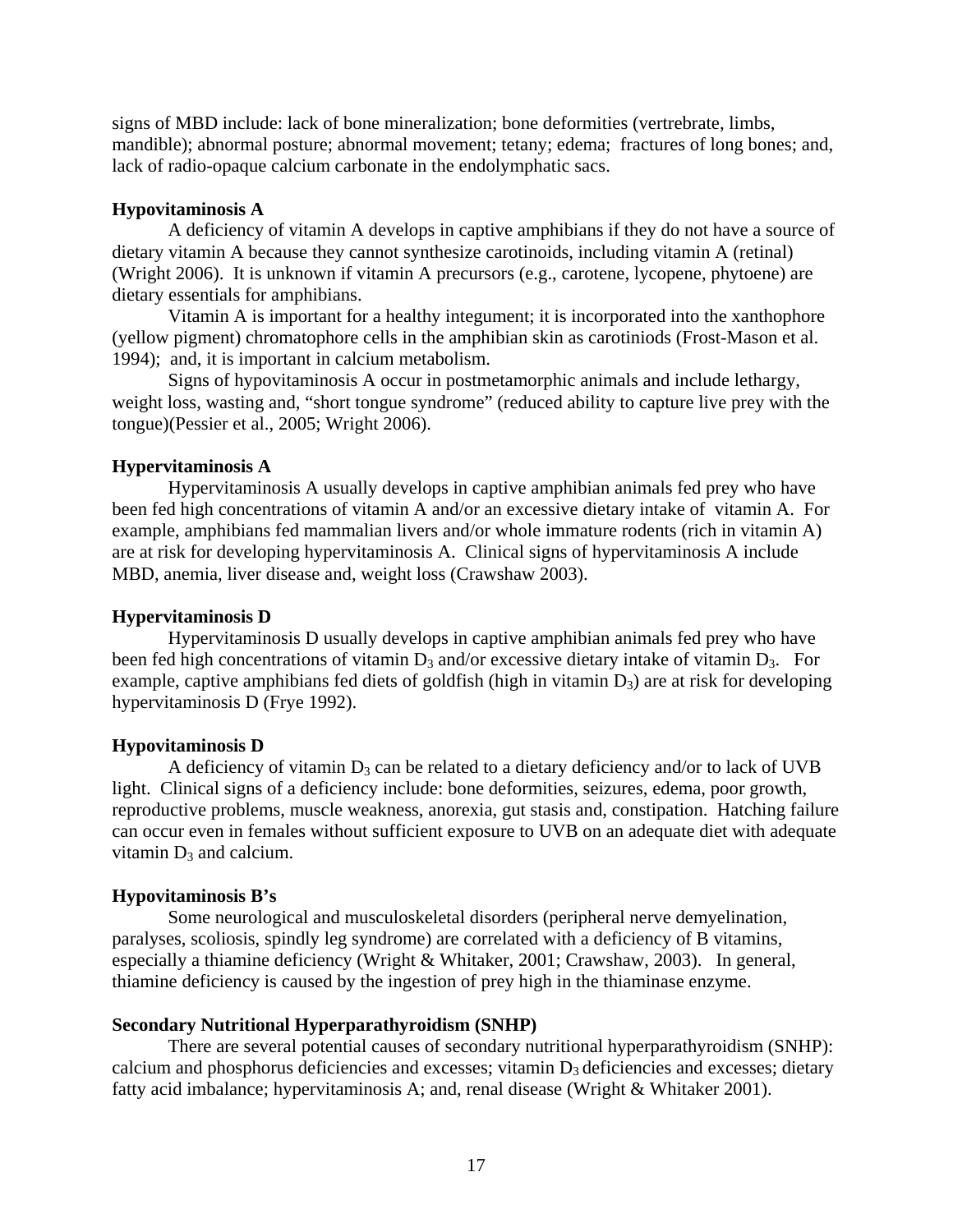signs of MBD include: lack of bone mineralization; bone deformities (vertrebrate, limbs, mandible); abnormal posture; abnormal movement; tetany; edema; fractures of long bones; and, lack of radio-opaque calcium carbonate in the endolymphatic sacs.

**Hypovitaminosis A**

A deficiency of vitamin A develops in captive amphibians if they do not have a source of dietary vitamin A because they cannot synthesize carotinoids, including vitamin A (retinal) (Wright 2006). It is unknown if vitamin A precursors (e.g., carotene, lycopene, phytoene) are dietary essentials for amphibians.

Vitamin A is important for a healthy integument; it is incorporated into the xanthophore (yellow pigment) chromatophore cells in the amphibian skin as carotiniods (Frost-Mason et al. 1994); and, it is important in calcium metabolism.

Signs of hypovitaminosis A occur in postmetamorphic animals and include lethargy, weight loss, wasting and, "short tongue syndrome" (reduced ability to capture live prey with the tongue)(Pessier et al., 2005; Wright 2006).

**Hypervitaminosis A**

Hypervitaminosis A usually develops in captive amphibian animals fed prey who have been fed high concentrations of vitamin A and/or an excessive dietary intake of vitamin A. For example, amphibians fed mammalian livers and/or whole immature rodents (rich in vitamin A) are at risk for developing hypervitaminosis A. Clinical signs of hypervitaminosis A include MBD, anemia, liver disease and, weight loss (Crawshaw 2003).

**Hypervitaminosis D**

Hypervitaminosis D usually develops in captive amphibian animals fed prey who have been fed high concentrations of vitamin $D_3$ and/or excessive dietary intake of vitamin $D_3$. For example, captive amphibians fed diets of goldfish (high in vitamin $D_3$) are at risk for developing hypervitaminosis D (Frye 1992).

**Hypovitaminosis D**

A deficiency of vitamin $D_3$ can be related to a dietary deficiency and/or to lack of UVB light. Clinical signs of a deficiency include: bone deformities, seizures, edema, poor growth, reproductive problems, muscle weakness, anorexia, gut stasis and, constipation. Hatching failure can occur even in females without sufficient exposure to UVB on an adequate diet with adequate vitamin $D_3$ and calcium.

**Hypovitaminosis B's**

Some neurological and musculoskeletal disorders (peripheral nerve demyelination, paralyses, scoliosis, spindly leg syndrome) are correlated with a deficiency of B vitamins, especially a thiamine deficiency (Wright & Whitaker, 2001; Crawshaw, 2003). In general, thiamine deficiency is caused by the ingestion of prey high in the thiaminase enzyme.

**Secondary Nutritional Hyperparathyroidism (SNHP)**

There are several potential causes of secondary nutritional hyperparathyroidism (SNHP): calcium and phosphorus deficiencies and excesses; vitamin $D_3$ deficiencies and excesses; dietary fatty acid imbalance; hypervitaminosis A; and, renal disease (Wright & Whitaker 2001).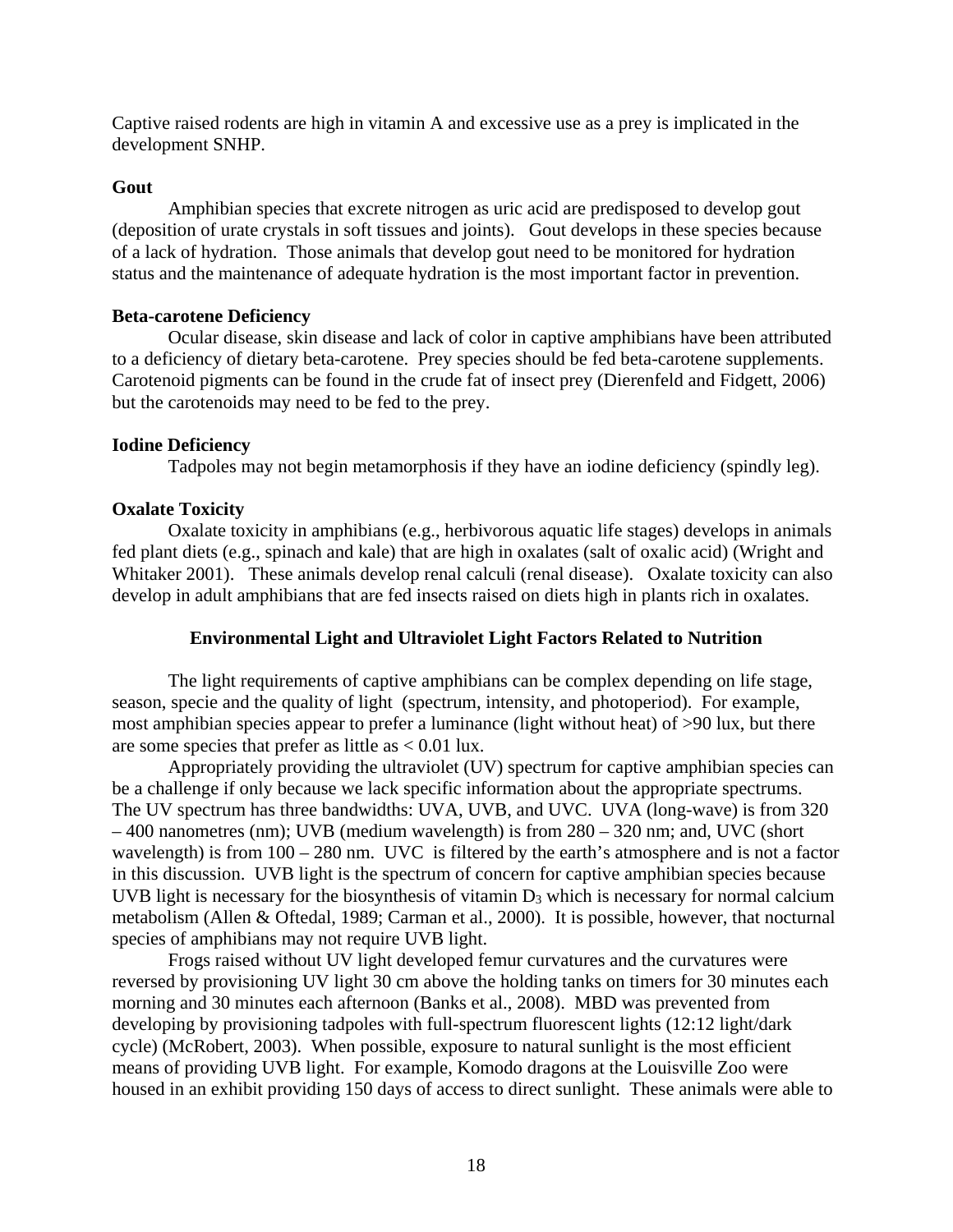Captive raised rodents are high in vitamin A and excessive use as a prey is implicated in the development SNHP.

**Gout**

Amphibian species that excrete nitrogen as uric acid are predisposed to develop gout (deposition of urate crystals in soft tissues and joints). Gout develops in these species because of a lack of hydration. Those animals that develop gout need to be monitored for hydration status and the maintenance of adequate hydration is the most important factor in prevention.

**Beta-carotene Deficiency**

Ocular disease, skin disease and lack of color in captive amphibians have been attributed to a deficiency of dietary beta-carotene. Prey species should be fed beta-carotene supplements. Carotenoid pigments can be found in the crude fat of insect prey (Dierenfeld and Fidgett, 2006) but the carotenoids may need to be fed to the prey.

**Iodine Deficiency**

Tadpoles may not begin metamorphosis if they have an iodine deficiency (spindly leg).

**Oxalate Toxicity**

Oxalate toxicity in amphibians (e.g., herbivorous aquatic life stages) develops in animals fed plant diets (e.g., spinach and kale) that are high in oxalates (salt of oxalic acid) (Wright and Whitaker 2001). These animals develop renal calculi (renal disease). Oxalate toxicity can also develop in adult amphibians that are fed insects raised on diets high in plants rich in oxalates.

## Environmental Light and Ultraviolet Light Factors Related to Nutrition

The light requirements of captive amphibians can be complex depending on life stage, season, specie and the quality of light (spectrum, intensity, and photoperiod). For example, most amphibian species appear to prefer a luminance (light without heat) of >90 lux, but there are some species that prefer as little as < 0.01 lux.

Appropriately providing the ultraviolet (UV) spectrum for captive amphibian species can be a challenge if only because we lack specific information about the appropriate spectrums. The UV spectrum has three bandwidths: UVA, UVB, and UVC. UVA (long-wave) is from 320 – 400 nanometres (nm); UVB (medium wavelength) is from 280 – 320 nm; and, UVC (short wavelength) is from 100 – 280 nm. UVC is filtered by the earth's atmosphere and is not a factor in this discussion. UVB light is the spectrum of concern for captive amphibian species because UVB light is necessary for the biosynthesis of vitamin $D_3$ which is necessary for normal calcium metabolism (Allen & Oftedal, 1989; Carman et al., 2000). It is possible, however, that nocturnal species of amphibians may not require UVB light.

Frogs raised without UV light developed femur curvatures and the curvatures were reversed by provisioning UV light 30 cm above the holding tanks on timers for 30 minutes each morning and 30 minutes each afternoon (Banks et al., 2008). MBD was prevented from developing by provisioning tadpoles with full-spectrum fluorescent lights (12:12 light/dark cycle) (McRobert, 2003). When possible, exposure to natural sunlight is the most efficient means of providing UVB light. For example, Komodo dragons at the Louisville Zoo were housed in an exhibit providing 150 days of access to direct sunlight. These animals were able to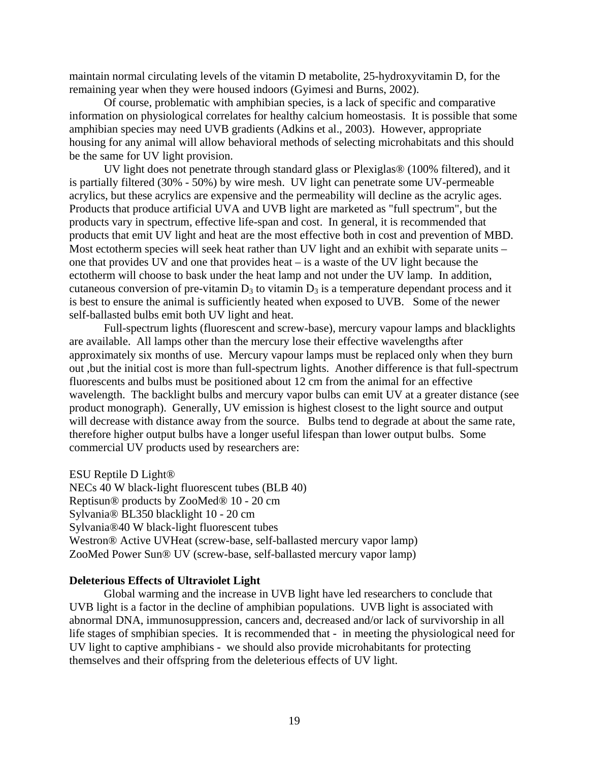maintain normal circulating levels of the vitamin D metabolite, 25-hydroxyvitamin D, for the remaining year when they were housed indoors (Gyimesi and Burns, 2002).

Of course, problematic with amphibian species, is a lack of specific and comparative information on physiological correlates for healthy calcium homeostasis. It is possible that some amphibian species may need UVB gradients (Adkins et al., 2003). However, appropriate housing for any animal will allow behavioral methods of selecting microhabitats and this should be the same for UV light provision.

UV light does not penetrate through standard glass or Plexiglas® (100% filtered), and it is partially filtered (30% - 50%) by wire mesh. UV light can penetrate some UV-permeable acrylics, but these acrylics are expensive and the permeability will decline as the acrylic ages. Products that produce artificial UVA and UVB light are marketed as "full spectrum", but the products vary in spectrum, effective life-span and cost. In general, it is recommended that products that emit UV light and heat are the most effective both in cost and prevention of MBD. Most ectotherm species will seek heat rather than UV light and an exhibit with separate units – one that provides UV and one that provides heat – is a waste of the UV light because the ectotherm will choose to bask under the heat lamp and not under the UV lamp. In addition, cutaneous conversion of pre-vitamin $D_3$ to vitamin $D_3$ is a temperature dependant process and it is best to ensure the animal is sufficiently heated when exposed to UVB. Some of the newer self-ballasted bulbs emit both UV light and heat.

Full-spectrum lights (fluorescent and screw-base), mercury vapour lamps and blacklights are available. All lamps other than the mercury lose their effective wavelengths after approximately six months of use. Mercury vapour lamps must be replaced only when they burn out ,but the initial cost is more than full-spectrum lights. Another difference is that full-spectrum fluorescents and bulbs must be positioned about 12 cm from the animal for an effective wavelength. The backlight bulbs and mercury vapor bulbs can emit UV at a greater distance (see product monograph). Generally, UV emission is highest closest to the light source and output will decrease with distance away from the source. Bulbs tend to degrade at about the same rate, therefore higher output bulbs have a longer useful lifespan than lower output bulbs. Some commercial UV products used by researchers are:

ESU Reptile D Light®  
NECs 40 W black-light fluorescent tubes (BLB 40)  
Reptisun® products by ZooMed® 10 - 20 cm  
Sylvania® BL350 blacklight 10 - 20 cm  
Sylvania®40 W black-light fluorescent tubes  
Westron® Active UVHeat (screw-base, self-ballasted mercury vapor lamp)  
ZooMed Power Sun® UV (screw-base, self-ballasted mercury vapor lamp)

**Deleterious Effects of Ultraviolet Light**

Global warming and the increase in UVB light have led researchers to conclude that UVB light is a factor in the decline of amphibian populations. UVB light is associated with abnormal DNA, immunosuppression, cancers and, decreased and/or lack of survivorship in all life stages of smphibian species. It is recommended that - in meeting the physiological need for UV light to captive amphibians - we should also provide microhabitants for protecting themselves and their offspring from the deleterious effects of UV light.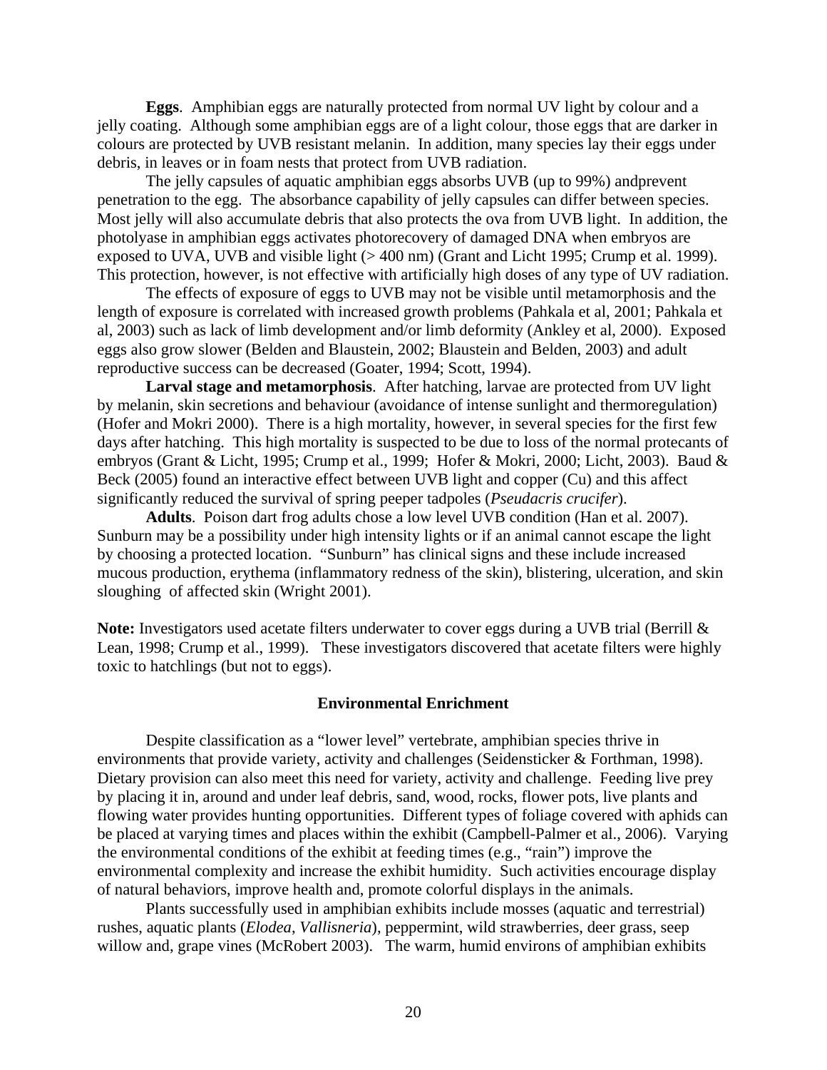**Eggs**. Amphibian eggs are naturally protected from normal UV light by colour and a jelly coating. Although some amphibian eggs are of a light colour, those eggs that are darker in colours are protected by UVB resistant melanin. In addition, many species lay their eggs under debris, in leaves or in foam nests that protect from UVB radiation.

The jelly capsules of aquatic amphibian eggs absorbs UVB (up to 99%) andprevent penetration to the egg. The absorbance capability of jelly capsules can differ between species. Most jelly will also accumulate debris that also protects the ova from UVB light. In addition, the photolyase in amphibian eggs activates photorecovery of damaged DNA when embryos are exposed to UVA, UVB and visible light (> 400 nm) (Grant and Licht 1995; Crump et al. 1999). This protection, however, is not effective with artificially high doses of any type of UV radiation.

The effects of exposure of eggs to UVB may not be visible until metamorphosis and the length of exposure is correlated with increased growth problems (Pahkala et al, 2001; Pahkala et al, 2003) such as lack of limb development and/or limb deformity (Ankley et al, 2000). Exposed eggs also grow slower (Belden and Blaustein, 2002; Blaustein and Belden, 2003) and adult reproductive success can be decreased (Goater, 1994; Scott, 1994).

**Larval stage and metamorphosis**. After hatching, larvae are protected from UV light by melanin, skin secretions and behaviour (avoidance of intense sunlight and thermoregulation) (Hofer and Mokri 2000). There is a high mortality, however, in several species for the first few days after hatching. This high mortality is suspected to be due to loss of the normal protecants of embryos (Grant & Licht, 1995; Crump et al., 1999; Hofer & Mokri, 2000; Licht, 2003). Baud & Beck (2005) found an interactive effect between UVB light and copper (Cu) and this affect significantly reduced the survival of spring peeper tadpoles (*Pseudacris crucifer*).

**Adults**. Poison dart frog adults chose a low level UVB condition (Han et al. 2007). Sunburn may be a possibility under high intensity lights or if an animal cannot escape the light by choosing a protected location. "Sunburn" has clinical signs and these include increased mucous production, erythema (inflammatory redness of the skin), blistering, ulceration, and skin sloughing of affected skin (Wright 2001).

**Note:** Investigators used acetate filters underwater to cover eggs during a UVB trial (Berrill & Lean, 1998; Crump et al., 1999). These investigators discovered that acetate filters were highly toxic to hatchlings (but not to eggs).

## Environmental Enrichment

Despite classification as a "lower level" vertebrate, amphibian species thrive in environments that provide variety, activity and challenges (Seidensticker & Forthman, 1998). Dietary provision can also meet this need for variety, activity and challenge. Feeding live prey by placing it in, around and under leaf debris, sand, wood, rocks, flower pots, live plants and flowing water provides hunting opportunities. Different types of foliage covered with aphids can be placed at varying times and places within the exhibit (Campbell-Palmer et al., 2006). Varying the environmental conditions of the exhibit at feeding times (e.g., "rain") improve the environmental complexity and increase the exhibit humidity. Such activities encourage display of natural behaviors, improve health and, promote colorful displays in the animals.

Plants successfully used in amphibian exhibits include mosses (aquatic and terrestrial) rushes, aquatic plants (*Elodea*, *Vallisneria*), peppermint, wild strawberries, deer grass, seep willow and, grape vines (McRobert 2003). The warm, humid environs of amphibian exhibits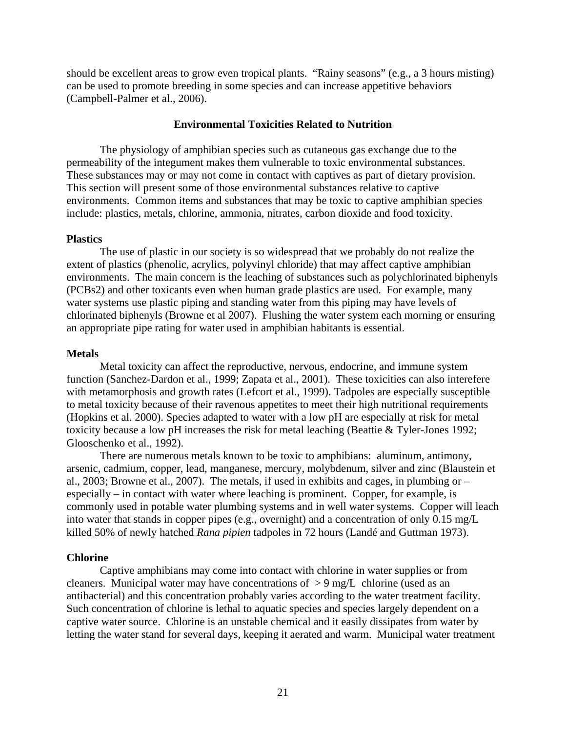should be excellent areas to grow even tropical plants. "Rainy seasons" (e.g., a 3 hours misting) can be used to promote breeding in some species and can increase appetitive behaviors (Campbell-Palmer et al., 2006).

## Environmental Toxicities Related to Nutrition

The physiology of amphibian species such as cutaneous gas exchange due to the permeability of the integument makes them vulnerable to toxic environmental substances. These substances may or may not come in contact with captives as part of dietary provision. This section will present some of those environmental substances relative to captive environments. Common items and substances that may be toxic to captive amphibian species include: plastics, metals, chlorine, ammonia, nitrates, carbon dioxide and food toxicity.

### Plastics

The use of plastic in our society is so widespread that we probably do not realize the extent of plastics (phenolic, acrylics, polyvinyl chloride) that may affect captive amphibian environments. The main concern is the leaching of substances such as polychlorinated biphenyls (PCBs2) and other toxicants even when human grade plastics are used. For example, many water systems use plastic piping and standing water from this piping may have levels of chlorinated biphenyls (Browne et al 2007). Flushing the water system each morning or ensuring an appropriate pipe rating for water used in amphibian habitants is essential.

### Metals

Metal toxicity can affect the reproductive, nervous, endocrine, and immune system function (Sanchez-Dardon et al., 1999; Zapata et al., 2001). These toxicities can also interefere with metamorphosis and growth rates (Lefcort et al., 1999). Tadpoles are especially susceptible to metal toxicity because of their ravenous appetites to meet their high nutritional requirements (Hopkins et al. 2000). Species adapted to water with a low pH are especially at risk for metal toxicity because a low pH increases the risk for metal leaching (Beattie & Tyler-Jones 1992; Glooschenko et al., 1992).

There are numerous metals known to be toxic to amphibians: aluminum, antimony, arsenic, cadmium, copper, lead, manganese, mercury, molybdenum, silver and zinc (Blaustein et al., 2003; Browne et al., 2007). The metals, if used in exhibits and cages, in plumbing or – especially – in contact with water where leaching is prominent. Copper, for example, is commonly used in potable water plumbing systems and in well water systems. Copper will leach into water that stands in copper pipes (e.g., overnight) and a concentration of only 0.15 mg/L killed 50% of newly hatched *Rana pipien* tadpoles in 72 hours (Landé and Guttman 1973).

### Chlorine

Captive amphibians may come into contact with chlorine in water supplies or from cleaners. Municipal water may have concentrations of $> 9$ mg/L chlorine (used as an antibacterial) and this concentration probably varies according to the water treatment facility. Such concentration of chlorine is lethal to aquatic species and species largely dependent on a captive water source. Chlorine is an unstable chemical and it easily dissipates from water by letting the water stand for several days, keeping it aerated and warm. Municipal water treatment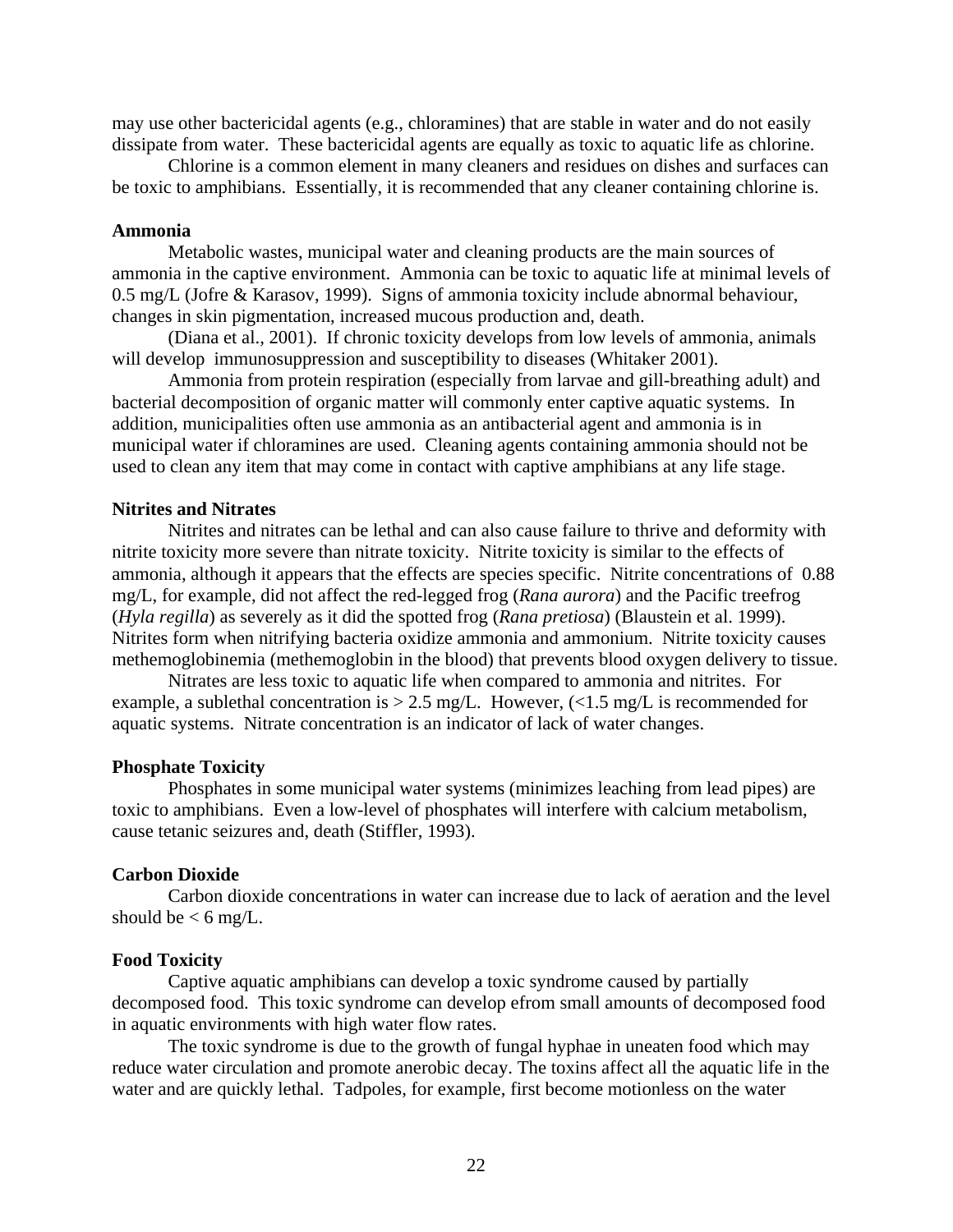may use other bactericidal agents (e.g., chloramines) that are stable in water and do not easily dissipate from water. These bactericidal agents are equally as toxic to aquatic life as chlorine.

Chlorine is a common element in many cleaners and residues on dishes and surfaces can be toxic to amphibians. Essentially, it is recommended that any cleaner containing chlorine is.

**Ammonia**

Metabolic wastes, municipal water and cleaning products are the main sources of ammonia in the captive environment. Ammonia can be toxic to aquatic life at minimal levels of 0.5 mg/L (Jofre & Karasov, 1999). Signs of ammonia toxicity include abnormal behaviour, changes in skin pigmentation, increased mucous production and, death.

(Diana et al., 2001). If chronic toxicity develops from low levels of ammonia, animals will develop immunosuppression and susceptibility to diseases (Whitaker 2001).

Ammonia from protein respiration (especially from larvae and gill-breathing adult) and bacterial decomposition of organic matter will commonly enter captive aquatic systems. In addition, municipalities often use ammonia as an antibacterial agent and ammonia is in municipal water if chloramines are used. Cleaning agents containing ammonia should not be used to clean any item that may come in contact with captive amphibians at any life stage.

**Nitrites and Nitrates**

Nitrites and nitrates can be lethal and can also cause failure to thrive and deformity with nitrite toxicity more severe than nitrate toxicity. Nitrite toxicity is similar to the effects of ammonia, although it appears that the effects are species specific. Nitrite concentrations of 0.88 mg/L, for example, did not affect the red-legged frog (*Rana aurora*) and the Pacific treefrog (*Hyla regilla*) as severely as it did the spotted frog (*Rana pretiosa*) (Blaustein et al. 1999). Nitrites form when nitrifying bacteria oxidize ammonia and ammonium. Nitrite toxicity causes methemoglobinemia (methemoglobin in the blood) that prevents blood oxygen delivery to tissue.

Nitrates are less toxic to aquatic life when compared to ammonia and nitrites. For example, a sublethal concentration is > 2.5 mg/L. However, (<1.5 mg/L is recommended for aquatic systems. Nitrate concentration is an indicator of lack of water changes.

**Phosphate Toxicity**

Phosphates in some municipal water systems (minimizes leaching from lead pipes) are toxic to amphibians. Even a low-level of phosphates will interfere with calcium metabolism, cause tetanic seizures and, death (Stiffler, 1993).

**Carbon Dioxide**

Carbon dioxide concentrations in water can increase due to lack of aeration and the level should be < 6 mg/L.

**Food Toxicity**

Captive aquatic amphibians can develop a toxic syndrome caused by partially decomposed food. This toxic syndrome can develop efrom small amounts of decomposed food in aquatic environments with high water flow rates.

The toxic syndrome is due to the growth of fungal hyphae in uneaten food which may reduce water circulation and promote anerobic decay. The toxins affect all the aquatic life in the water and are quickly lethal. Tadpoles, for example, first become motionless on the water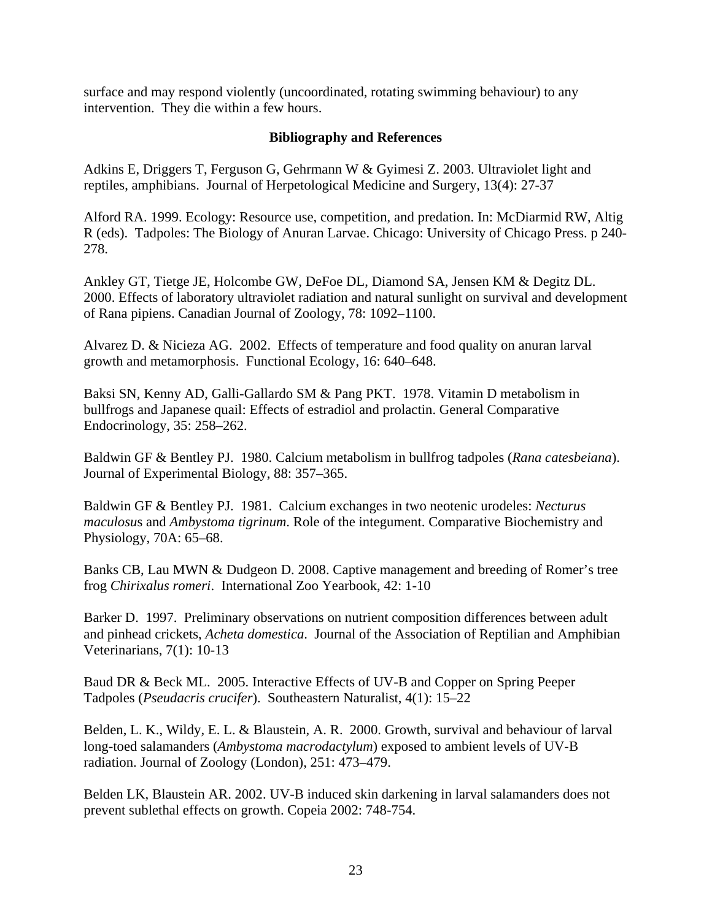surface and may respond violently (uncoordinated, rotating swimming behaviour) to any intervention. They die within a few hours.

## Bibliography and References

Adkins E, Driggers T, Ferguson G, Gehrmann W & Gyimesi Z. 2003. Ultraviolet light and reptiles, amphibians. Journal of Herpetological Medicine and Surgery, 13(4): 27-37

Alford RA. 1999. Ecology: Resource use, competition, and predation. In: McDiarmid RW, Altig R (eds). Tadpoles: The Biology of Anuran Larvae. Chicago: University of Chicago Press. p 240-278.

Ankley GT, Tietge JE, Holcombe GW, DeFoe DL, Diamond SA, Jensen KM & Degitz DL. 2000. Effects of laboratory ultraviolet radiation and natural sunlight on survival and development of Rana pipiens. Canadian Journal of Zoology, 78: 1092–1100.

Alvarez D. & Nicieza AG. 2002. Effects of temperature and food quality on anuran larval growth and metamorphosis. Functional Ecology, 16: 640–648.

Baksi SN, Kenny AD, Galli-Gallardo SM & Pang PKT. 1978. Vitamin D metabolism in bullfrogs and Japanese quail: Effects of estradiol and prolactin. General Comparative Endocrinology, 35: 258–262.

Baldwin GF & Bentley PJ. 1980. Calcium metabolism in bullfrog tadpoles (*Rana catesbeiana*). Journal of Experimental Biology, 88: 357–365.

Baldwin GF & Bentley PJ. 1981. Calcium exchanges in two neotenic urodeles: *Necturus maculosus* and *Ambystoma tigrinum*. Role of the integument. Comparative Biochemistry and Physiology, 70A: 65–68.

Banks CB, Lau MWN & Dudgeon D. 2008. Captive management and breeding of Romer's tree frog *Chirixalus romeri*. International Zoo Yearbook, 42: 1-10

Barker D. 1997. Preliminary observations on nutrient composition differences between adult and pinhead crickets, *Acheta domestica*. Journal of the Association of Reptilian and Amphibian Veterinarians, 7(1): 10-13

Baud DR & Beck ML. 2005. Interactive Effects of UV-B and Copper on Spring Peeper Tadpoles (*Pseudacris crucifer*). Southeastern Naturalist, 4(1): 15–22

Belden, L. K., Wildy, E. L. & Blaustein, A. R. 2000. Growth, survival and behaviour of larval long-toed salamanders (*Ambystoma macrodactylum*) exposed to ambient levels of UV-B radiation. Journal of Zoology (London), 251: 473–479.

Belden LK, Blaustein AR. 2002. UV-B induced skin darkening in larval salamanders does not prevent sublethal effects on growth. Copeia 2002: 748-754.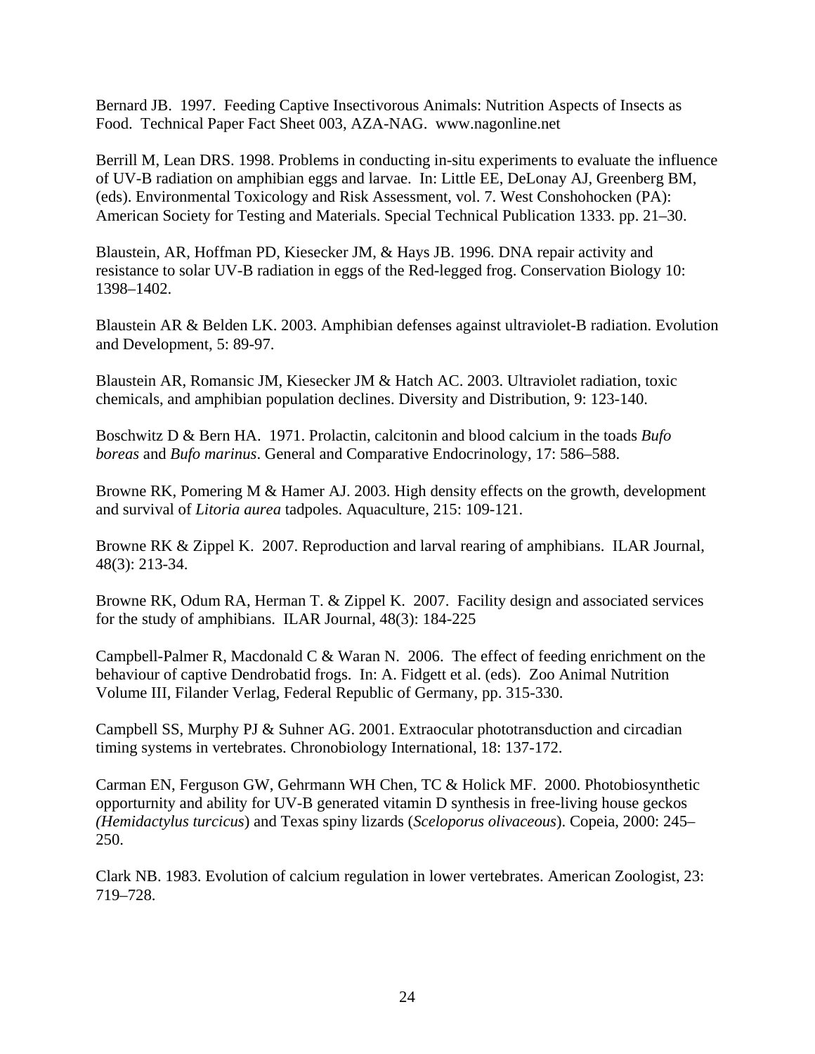Bernard JB. 1997. Feeding Captive Insectivorous Animals: Nutrition Aspects of Insects as Food. Technical Paper Fact Sheet 003, AZA-NAG. www.nagonline.net

Berrill M, Lean DRS. 1998. Problems in conducting in-situ experiments to evaluate the influence of UV-B radiation on amphibian eggs and larvae. In: Little EE, DeLonay AJ, Greenberg BM, (eds). Environmental Toxicology and Risk Assessment, vol. 7. West Conshohocken (PA): American Society for Testing and Materials. Special Technical Publication 1333. pp. 21–30.

Blaustein, AR, Hoffman PD, Kiesecker JM, & Hays JB. 1996. DNA repair activity and resistance to solar UV-B radiation in eggs of the Red-legged frog. Conservation Biology 10: 1398–1402.

Blaustein AR & Belden LK. 2003. Amphibian defenses against ultraviolet-B radiation. Evolution and Development, 5: 89-97.

Blaustein AR, Romansic JM, Kiesecker JM & Hatch AC. 2003. Ultraviolet radiation, toxic chemicals, and amphibian population declines. Diversity and Distribution, 9: 123-140.

Boschwitz D & Bern HA. 1971. Prolactin, calcitonin and blood calcium in the toads *Bufo boreas* and *Bufo marinus*. General and Comparative Endocrinology, 17: 586–588.

Browne RK, Pomering M & Hamer AJ. 2003. High density effects on the growth, development and survival of *Litoria aurea* tadpoles. Aquaculture, 215: 109-121.

Browne RK & Zippel K. 2007. Reproduction and larval rearing of amphibians. ILAR Journal, 48(3): 213-34.

Browne RK, Odum RA, Herman T. & Zippel K. 2007. Facility design and associated services for the study of amphibians. ILAR Journal, 48(3): 184-225

Campbell-Palmer R, Macdonald C & Waran N. 2006. The effect of feeding enrichment on the behaviour of captive Dendrobatid frogs. In: A. Fidgett et al. (eds). Zoo Animal Nutrition Volume III, Filander Verlag, Federal Republic of Germany, pp. 315-330.

Campbell SS, Murphy PJ & Suhner AG. 2001. Extraocular phototransduction and circadian timing systems in vertebrates. Chronobiology International, 18: 137-172.

Carman EN, Ferguson GW, Gehrmann WH Chen, TC & Holick MF. 2000. Photobiosynthetic opporturnity and ability for UV-B generated vitamin D synthesis in free-living house geckos *(Hemidactylus turcicus*) and Texas spiny lizards (*Sceloporus olivaceous*). Copeia, 2000: 245–250.

Clark NB. 1983. Evolution of calcium regulation in lower vertebrates. American Zoologist, 23: 719–728.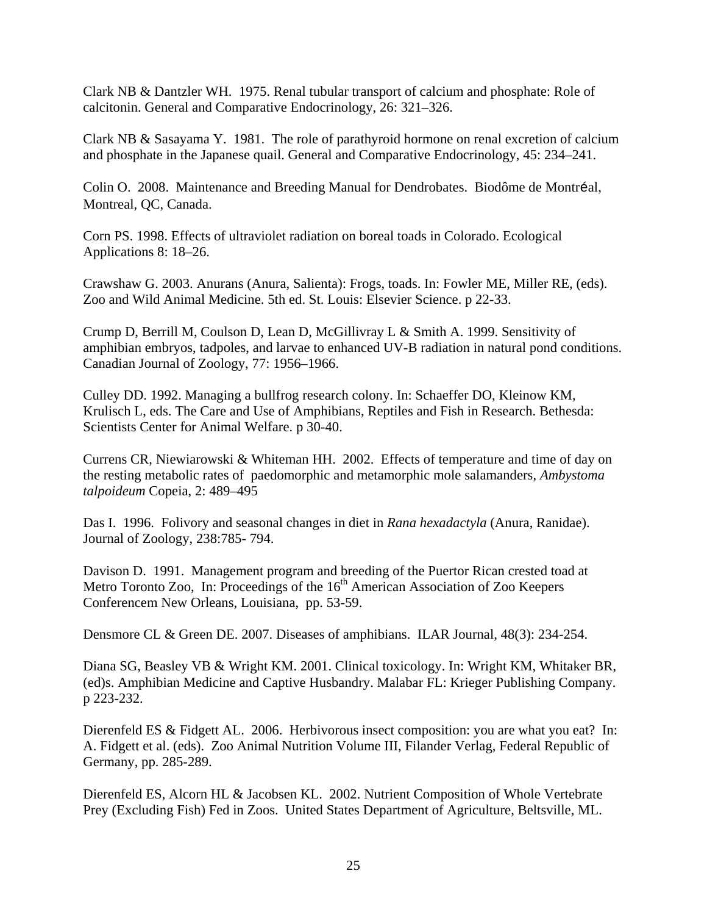Clark NB & Dantzler WH. 1975. Renal tubular transport of calcium and phosphate: Role of calcitonin. General and Comparative Endocrinology, 26: 321–326.

Clark NB & Sasayama Y. 1981. The role of parathyroid hormone on renal excretion of calcium and phosphate in the Japanese quail. General and Comparative Endocrinology, 45: 234–241.

Colin O. 2008. Maintenance and Breeding Manual for Dendrobates. Biodôme de Montréal, Montreal, QC, Canada.

Corn PS. 1998. Effects of ultraviolet radiation on boreal toads in Colorado. Ecological Applications 8: 18–26.

Crawshaw G. 2003. Anurans (Anura, Salienta): Frogs, toads. In: Fowler ME, Miller RE, (eds). Zoo and Wild Animal Medicine. 5th ed. St. Louis: Elsevier Science. p 22-33.

Crump D, Berrill M, Coulson D, Lean D, McGillivray L & Smith A. 1999. Sensitivity of amphibian embryos, tadpoles, and larvae to enhanced UV-B radiation in natural pond conditions. Canadian Journal of Zoology, 77: 1956–1966.

Culley DD. 1992. Managing a bullfrog research colony. In: Schaeffer DO, Kleinow KM, Krulisch L, eds. The Care and Use of Amphibians, Reptiles and Fish in Research. Bethesda: Scientists Center for Animal Welfare. p 30-40.

Currens CR, Niewiarowski & Whiteman HH. 2002. Effects of temperature and time of day on the resting metabolic rates of paedomorphic and metamorphic mole salamanders, *Ambystoma talpoideum* Copeia, 2: 489–495

Das I. 1996. Folivory and seasonal changes in diet in *Rana hexadactyla* (Anura, Ranidae). Journal of Zoology, 238:785- 794.

Davison D. 1991. Management program and breeding of the Puertor Rican crested toad at Metro Toronto Zoo, In: Proceedings of the 16th American Association of Zoo Keepers Conferencem New Orleans, Louisiana, pp. 53-59.

Densmore CL & Green DE. 2007. Diseases of amphibians. ILAR Journal, 48(3): 234-254.

Diana SG, Beasley VB & Wright KM. 2001. Clinical toxicology. In: Wright KM, Whitaker BR, (ed)s. Amphibian Medicine and Captive Husbandry. Malabar FL: Krieger Publishing Company. p 223-232.

Dierenfeld ES & Fidgett AL. 2006. Herbivorous insect composition: you are what you eat? In: A. Fidgett et al. (eds). Zoo Animal Nutrition Volume III, Filander Verlag, Federal Republic of Germany, pp. 285-289.

Dierenfeld ES, Alcorn HL & Jacobsen KL. 2002. Nutrient Composition of Whole Vertebrate Prey (Excluding Fish) Fed in Zoos. United States Department of Agriculture, Beltsville, ML.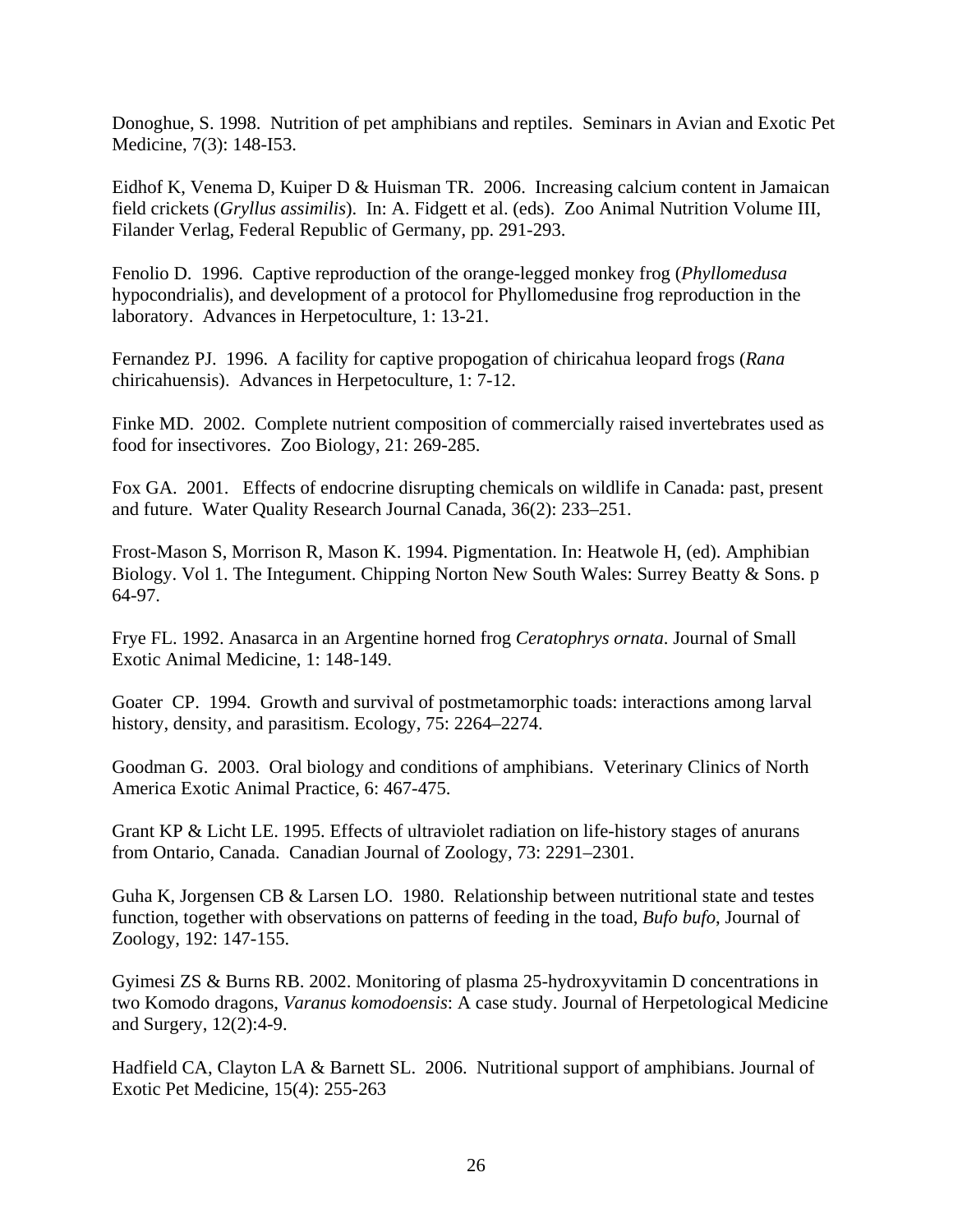Donoghue, S. 1998. Nutrition of pet amphibians and reptiles. Seminars in Avian and Exotic Pet Medicine, 7(3): 148-I53.

Eidhof K, Venema D, Kuiper D & Huisman TR. 2006. Increasing calcium content in Jamaican field crickets (*Gryllus assimilis*). In: A. Fidgett et al. (eds). Zoo Animal Nutrition Volume III, Filander Verlag, Federal Republic of Germany, pp. 291-293.

Fenolio D. 1996. Captive reproduction of the orange-legged monkey frog (*Phyllomedusa* hypocondrialis), and development of a protocol for Phyllomedusine frog reproduction in the laboratory. Advances in Herpetoculture, 1: 13-21.

Fernandez PJ. 1996. A facility for captive propogation of chiricahua leopard frogs (*Rana* chiricahuensis). Advances in Herpetoculture, 1: 7-12.

Finke MD. 2002. Complete nutrient composition of commercially raised invertebrates used as food for insectivores. Zoo Biology, 21: 269-285.

Fox GA. 2001. Effects of endocrine disrupting chemicals on wildlife in Canada: past, present and future. Water Quality Research Journal Canada, 36(2): 233–251.

Frost-Mason S, Morrison R, Mason K. 1994. Pigmentation. In: Heatwole H, (ed). Amphibian Biology. Vol 1. The Integument. Chipping Norton New South Wales: Surrey Beatty & Sons. p 64-97.

Frye FL. 1992. Anasarca in an Argentine horned frog *Ceratophrys ornata*. Journal of Small Exotic Animal Medicine, 1: 148-149.

Goater CP. 1994. Growth and survival of postmetamorphic toads: interactions among larval history, density, and parasitism. Ecology, 75: 2264–2274.

Goodman G. 2003. Oral biology and conditions of amphibians. Veterinary Clinics of North America Exotic Animal Practice, 6: 467-475.

Grant KP & Licht LE. 1995. Effects of ultraviolet radiation on life-history stages of anurans from Ontario, Canada. Canadian Journal of Zoology, 73: 2291–2301.

Guha K, Jorgensen CB & Larsen LO. 1980. Relationship between nutritional state and testes function, together with observations on patterns of feeding in the toad, *Bufo bufo*, Journal of Zoology, 192: 147-155.

Gyimesi ZS & Burns RB. 2002. Monitoring of plasma 25-hydroxyvitamin D concentrations in two Komodo dragons, *Varanus komodoensis*: A case study. Journal of Herpetological Medicine and Surgery, 12(2):4-9.

Hadfield CA, Clayton LA & Barnett SL. 2006. Nutritional support of amphibians. Journal of Exotic Pet Medicine, 15(4): 255-263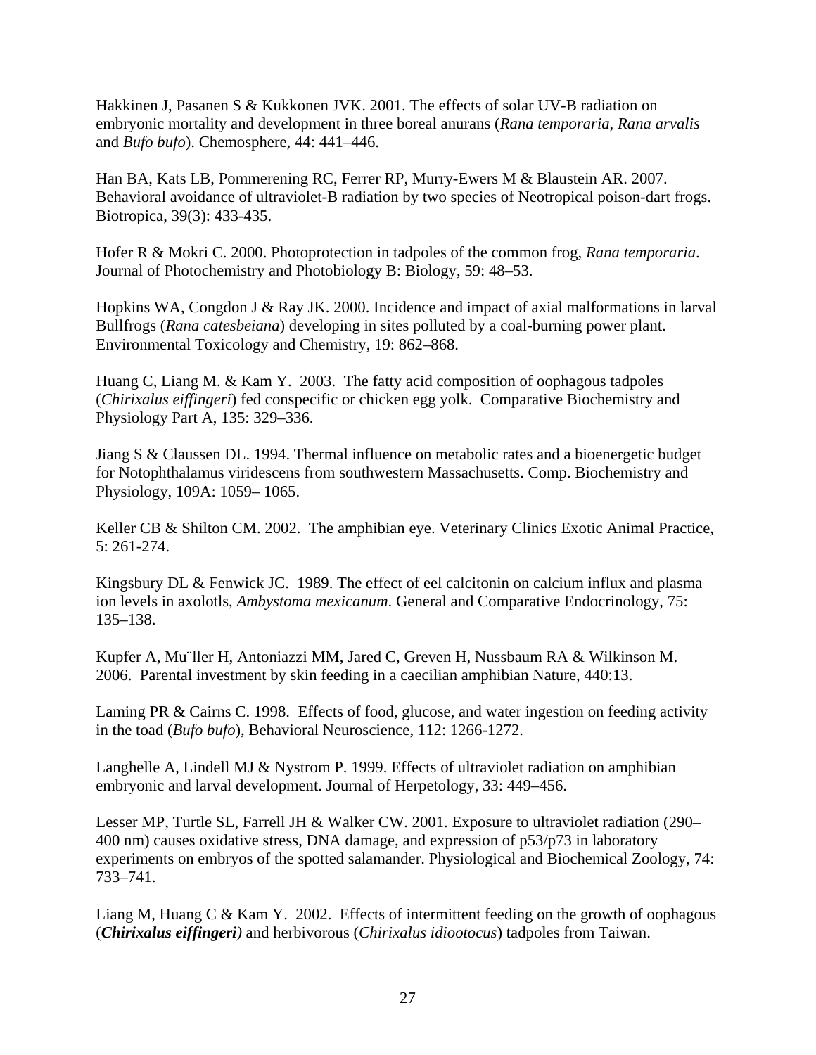Hakkinen J, Pasanen S & Kukkonen JVK. 2001. The effects of solar UV-B radiation on embryonic mortality and development in three boreal anurans (*Rana temporaria*, *Rana arvalis* and *Bufo bufo*). Chemosphere, 44: 441–446.

Han BA, Kats LB, Pommerening RC, Ferrer RP, Murry-Ewers M & Blaustein AR. 2007. Behavioral avoidance of ultraviolet-B radiation by two species of Neotropical poison-dart frogs. Biotropica, 39(3): 433-435.

Hofer R & Mokri C. 2000. Photoprotection in tadpoles of the common frog, *Rana temporaria*. Journal of Photochemistry and Photobiology B: Biology, 59: 48–53.

Hopkins WA, Congdon J & Ray JK. 2000. Incidence and impact of axial malformations in larval Bullfrogs (*Rana catesbeiana*) developing in sites polluted by a coal-burning power plant. Environmental Toxicology and Chemistry, 19: 862–868.

Huang C, Liang M. & Kam Y. 2003. The fatty acid composition of oophagous tadpoles (*Chirixalus eiffingeri*) fed conspecific or chicken egg yolk. Comparative Biochemistry and Physiology Part A, 135: 329–336.

Jiang S & Claussen DL. 1994. Thermal influence on metabolic rates and a bioenergetic budget for Notophthalamus viridescens from southwestern Massachusetts. Comp. Biochemistry and Physiology, 109A: 1059– 1065.

Keller CB & Shilton CM. 2002. The amphibian eye. Veterinary Clinics Exotic Animal Practice, 5: 261-274.

Kingsbury DL & Fenwick JC. 1989. The effect of eel calcitonin on calcium influx and plasma ion levels in axolotls, *Ambystoma mexicanum*. General and Comparative Endocrinology, 75: 135–138.

Kupfer A, Mu¨ller H, Antoniazzi MM, Jared C, Greven H, Nussbaum RA & Wilkinson M. 2006. Parental investment by skin feeding in a caecilian amphibian Nature, 440:13.

Laming PR & Cairns C. 1998. Effects of food, glucose, and water ingestion on feeding activity in the toad (*Bufo bufo*), Behavioral Neuroscience, 112: 1266-1272.

Langhelle A, Lindell MJ & Nystrom P. 1999. Effects of ultraviolet radiation on amphibian embryonic and larval development. Journal of Herpetology, 33: 449–456.

Lesser MP, Turtle SL, Farrell JH & Walker CW. 2001. Exposure to ultraviolet radiation (290–400 nm) causes oxidative stress, DNA damage, and expression of p53/p73 in laboratory experiments on embryos of the spotted salamander. Physiological and Biochemical Zoology, 74: 733–741.

Liang M, Huang C & Kam Y. 2002. Effects of intermittent feeding on the growth of oophagous (***Chirixalus eiffingeri****)* and herbivorous (*Chirixalus idiootocus*) tadpoles from Taiwan.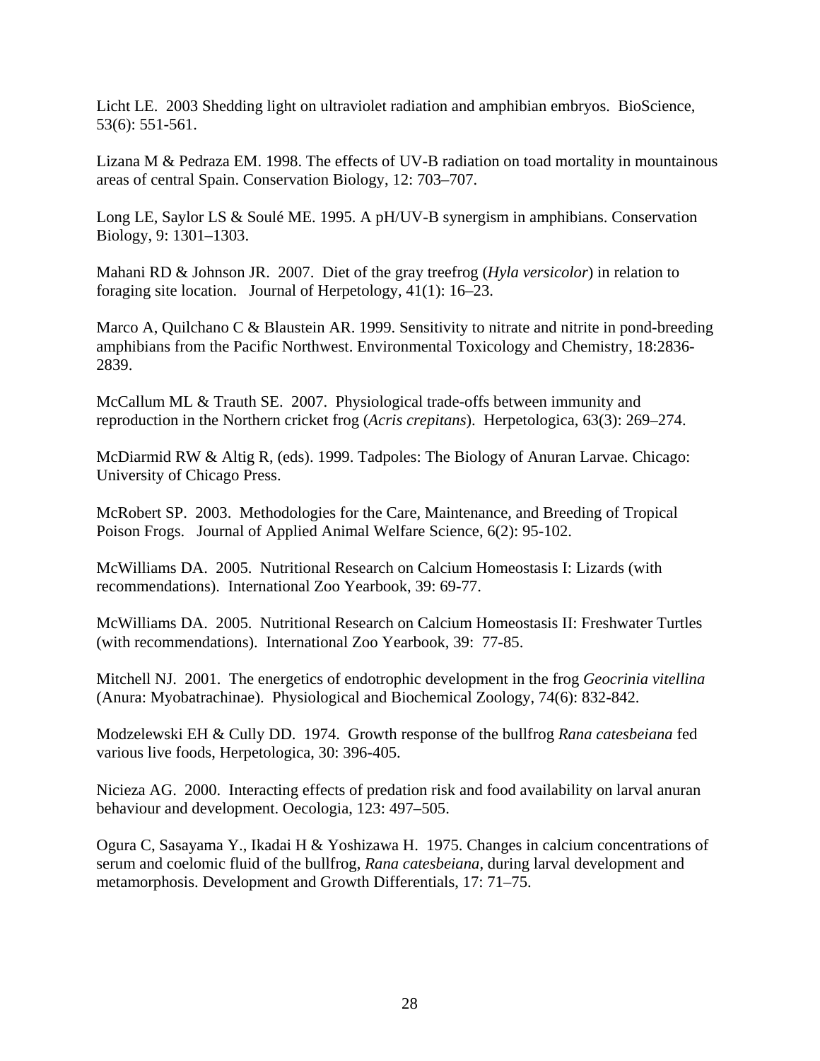Licht LE. 2003 Shedding light on ultraviolet radiation and amphibian embryos. BioScience, 53(6): 551-561.

Lizana M & Pedraza EM. 1998. The effects of UV-B radiation on toad mortality in mountainous areas of central Spain. Conservation Biology, 12: 703–707.

Long LE, Saylor LS & Soulé ME. 1995. A pH/UV-B synergism in amphibians. Conservation Biology, 9: 1301–1303.

Mahani RD & Johnson JR. 2007. Diet of the gray treefrog (*Hyla versicolor*) in relation to foraging site location. Journal of Herpetology, 41(1): 16–23.

Marco A, Quilchano C & Blaustein AR. 1999. Sensitivity to nitrate and nitrite in pond-breeding amphibians from the Pacific Northwest. Environmental Toxicology and Chemistry, 18:2836-2839.

McCallum ML & Trauth SE. 2007. Physiological trade-offs between immunity and reproduction in the Northern cricket frog (*Acris crepitans*). Herpetologica, 63(3): 269–274.

McDiarmid RW & Altig R, (eds). 1999. Tadpoles: The Biology of Anuran Larvae. Chicago: University of Chicago Press.

McRobert SP. 2003. Methodologies for the Care, Maintenance, and Breeding of Tropical Poison Frogs. Journal of Applied Animal Welfare Science, 6(2): 95-102.

McWilliams DA. 2005. Nutritional Research on Calcium Homeostasis I: Lizards (with recommendations). International Zoo Yearbook, 39: 69-77.

McWilliams DA. 2005. Nutritional Research on Calcium Homeostasis II: Freshwater Turtles (with recommendations). International Zoo Yearbook, 39: 77-85.

Mitchell NJ. 2001. The energetics of endotrophic development in the frog *Geocrinia vitellina* (Anura: Myobatrachinae). Physiological and Biochemical Zoology, 74(6): 832-842.

Modzelewski EH & Cully DD. 1974. Growth response of the bullfrog *Rana catesbeiana* fed various live foods, Herpetologica, 30: 396-405.

Nicieza AG. 2000. Interacting effects of predation risk and food availability on larval anuran behaviour and development. Oecologia, 123: 497–505.

Ogura C, Sasayama Y., Ikadai H & Yoshizawa H. 1975. Changes in calcium concentrations of serum and coelomic fluid of the bullfrog, *Rana catesbeiana*, during larval development and metamorphosis. Development and Growth Differentials, 17: 71–75.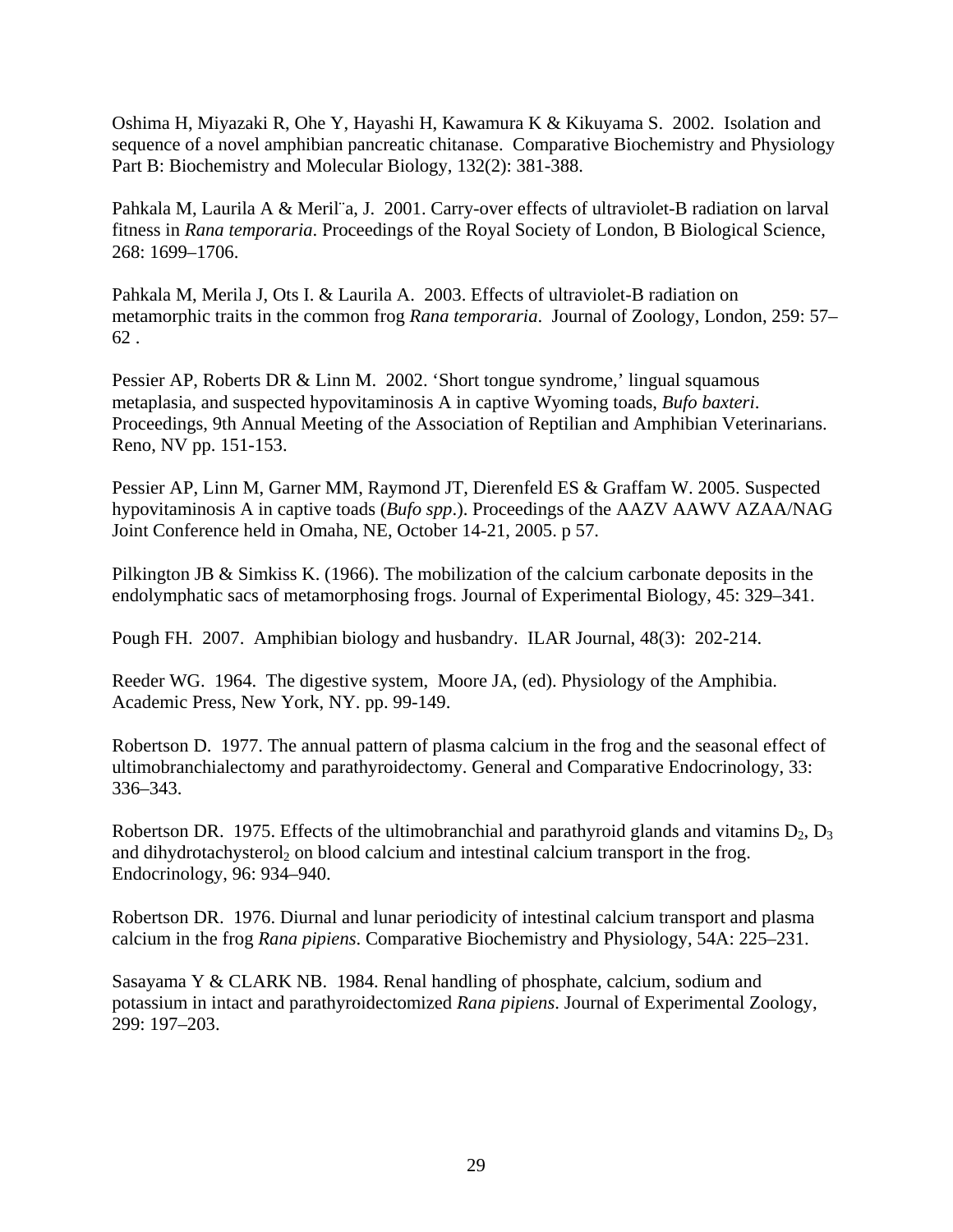Oshima H, Miyazaki R, Ohe Y, Hayashi H, Kawamura K & Kikuyama S. 2002. Isolation and sequence of a novel amphibian pancreatic chitanase. Comparative Biochemistry and Physiology Part B: Biochemistry and Molecular Biology, 132(2): 381-388.

Pahkala M, Laurila A & Meril¨a, J. 2001. Carry-over effects of ultraviolet-B radiation on larval fitness in *Rana temporaria*. Proceedings of the Royal Society of London, B Biological Science, 268: 1699–1706.

Pahkala M, Merila J, Ots I. & Laurila A. 2003. Effects of ultraviolet-B radiation on metamorphic traits in the common frog *Rana temporaria*. Journal of Zoology, London, 259: 57–62 .

Pessier AP, Roberts DR & Linn M. 2002. 'Short tongue syndrome,' lingual squamous metaplasia, and suspected hypovitaminosis A in captive Wyoming toads, *Bufo baxteri*. Proceedings, 9th Annual Meeting of the Association of Reptilian and Amphibian Veterinarians. Reno, NV pp. 151-153.

Pessier AP, Linn M, Garner MM, Raymond JT, Dierenfeld ES & Graffam W. 2005. Suspected hypovitaminosis A in captive toads (*Bufo spp*.). Proceedings of the AAZV AAWV AZAA/NAG Joint Conference held in Omaha, NE, October 14-21, 2005. p 57.

Pilkington JB & Simkiss K. (1966). The mobilization of the calcium carbonate deposits in the endolymphatic sacs of metamorphosing frogs. Journal of Experimental Biology, 45: 329–341.

Pough FH. 2007. Amphibian biology and husbandry. ILAR Journal, 48(3): 202-214.

Reeder WG. 1964. The digestive system, Moore JA, (ed). Physiology of the Amphibia. Academic Press, New York, NY. pp. 99-149.

Robertson D. 1977. The annual pattern of plasma calcium in the frog and the seasonal effect of ultimobranchialectomy and parathyroidectomy. General and Comparative Endocrinology, 33: 336–343.

Robertson DR. 1975. Effects of the ultimobranchial and parathyroid glands and vitamins $D_2$, $D_3$ and dihydrotachysterol$_2$ on blood calcium and intestinal calcium transport in the frog. Endocrinology, 96: 934–940.

Robertson DR. 1976. Diurnal and lunar periodicity of intestinal calcium transport and plasma calcium in the frog *Rana pipiens*. Comparative Biochemistry and Physiology, 54A: 225–231.

Sasayama Y & CLARK NB. 1984. Renal handling of phosphate, calcium, sodium and potassium in intact and parathyroidectomized *Rana pipiens*. Journal of Experimental Zoology, 299: 197–203.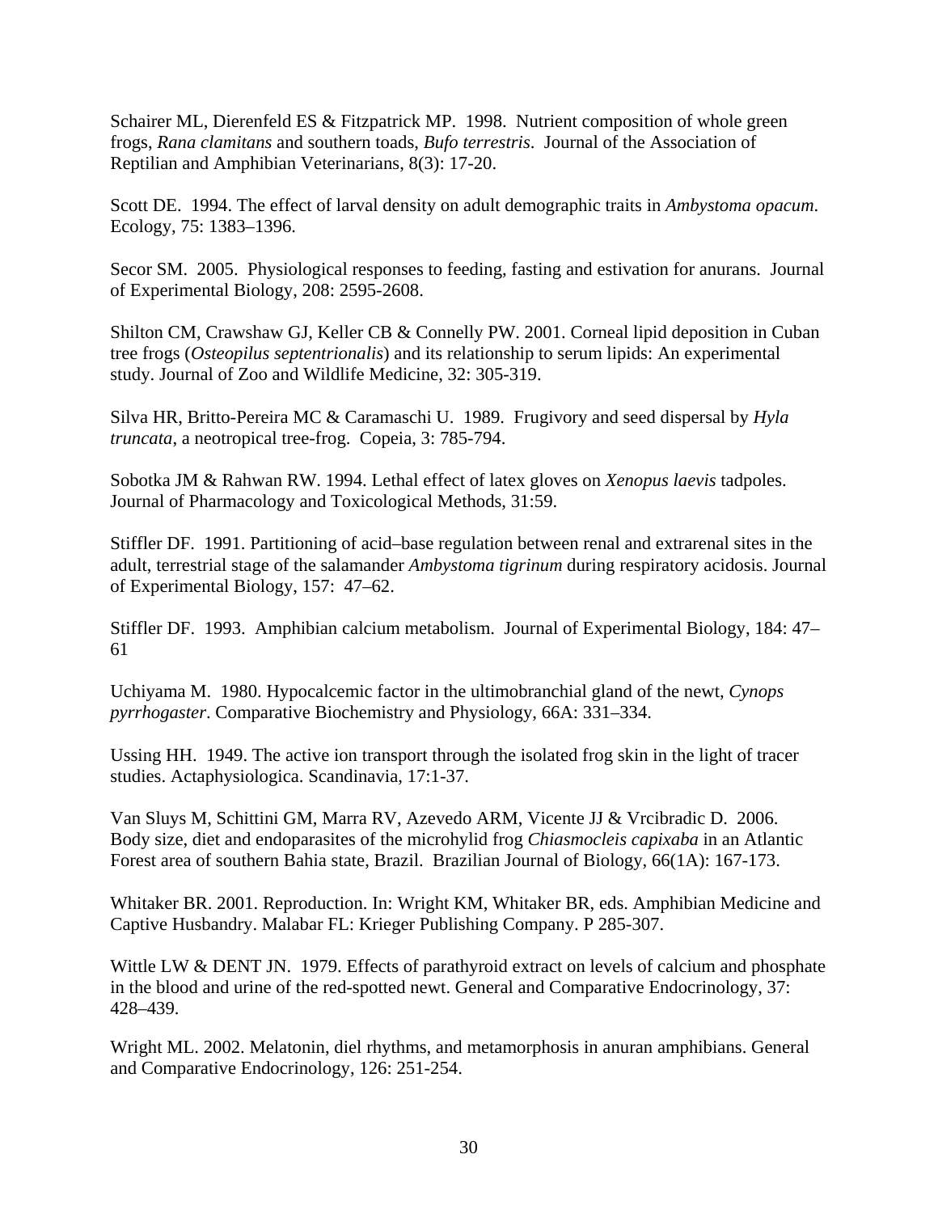Schairer ML, Dierenfeld ES & Fitzpatrick MP. 1998. Nutrient composition of whole green frogs, *Rana clamitans* and southern toads, *Bufo terrestris*. Journal of the Association of Reptilian and Amphibian Veterinarians, 8(3): 17-20.

Scott DE. 1994. The effect of larval density on adult demographic traits in *Ambystoma opacum*. Ecology, 75: 1383–1396.

Secor SM. 2005. Physiological responses to feeding, fasting and estivation for anurans. Journal of Experimental Biology, 208: 2595-2608.

Shilton CM, Crawshaw GJ, Keller CB & Connelly PW. 2001. Corneal lipid deposition in Cuban tree frogs (*Osteopilus septentrionalis*) and its relationship to serum lipids: An experimental study. Journal of Zoo and Wildlife Medicine, 32: 305-319.

Silva HR, Britto-Pereira MC & Caramaschi U. 1989. Frugivory and seed dispersal by *Hyla truncata*, a neotropical tree-frog. Copeia, 3: 785-794.

Sobotka JM & Rahwan RW. 1994. Lethal effect of latex gloves on *Xenopus laevis* tadpoles. Journal of Pharmacology and Toxicological Methods, 31:59.

Stiffler DF. 1991. Partitioning of acid–base regulation between renal and extrarenal sites in the adult, terrestrial stage of the salamander *Ambystoma tigrinum* during respiratory acidosis. Journal of Experimental Biology, 157: 47–62.

Stiffler DF. 1993. Amphibian calcium metabolism. Journal of Experimental Biology, 184: 47–61

Uchiyama M. 1980. Hypocalcemic factor in the ultimobranchial gland of the newt, *Cynops pyrrhogaster*. Comparative Biochemistry and Physiology, 66A: 331–334.

Ussing HH. 1949. The active ion transport through the isolated frog skin in the light of tracer studies. Actaphysiologica. Scandinavia, 17:1-37.

Van Sluys M, Schittini GM, Marra RV, Azevedo ARM, Vicente JJ & Vrcibradic D. 2006. Body size, diet and endoparasites of the microhylid frog *Chiasmocleis capixaba* in an Atlantic Forest area of southern Bahia state, Brazil. Brazilian Journal of Biology, 66(1A): 167-173.

Whitaker BR. 2001. Reproduction. In: Wright KM, Whitaker BR, eds. Amphibian Medicine and Captive Husbandry. Malabar FL: Krieger Publishing Company. P 285-307.

Wittle LW & DENT JN. 1979. Effects of parathyroid extract on levels of calcium and phosphate in the blood and urine of the red-spotted newt. General and Comparative Endocrinology, 37: 428–439.

Wright ML. 2002. Melatonin, diel rhythms, and metamorphosis in anuran amphibians. General and Comparative Endocrinology, 126: 251-254.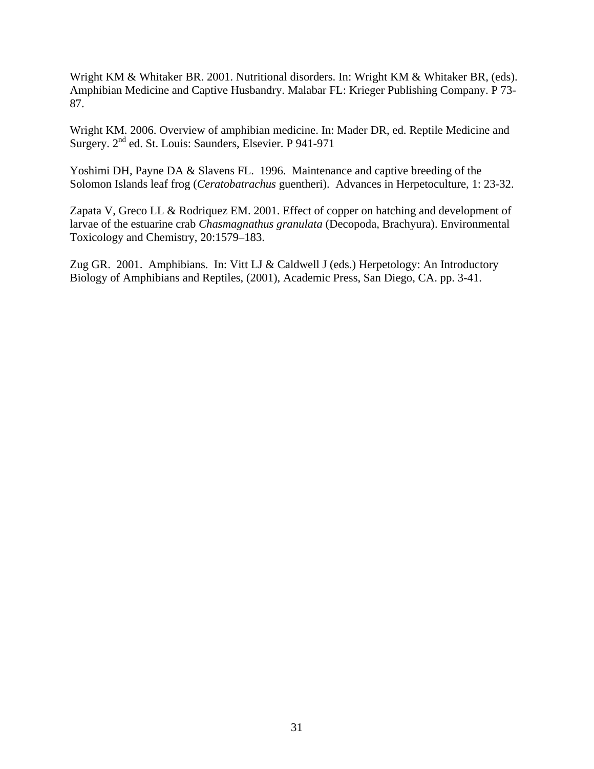Wright KM & Whitaker BR. 2001. Nutritional disorders. In: Wright KM & Whitaker BR, (eds). Amphibian Medicine and Captive Husbandry. Malabar FL: Krieger Publishing Company. P 73-87.

Wright KM. 2006. Overview of amphibian medicine. In: Mader DR, ed. Reptile Medicine and Surgery. 2nd ed. St. Louis: Saunders, Elsevier. P 941-971

Yoshimi DH, Payne DA & Slavens FL. 1996. Maintenance and captive breeding of the Solomon Islands leaf frog (*Ceratobatrachus* guentheri). Advances in Herpetoculture, 1: 23-32.

Zapata V, Greco LL & Rodriquez EM. 2001. Effect of copper on hatching and development of larvae of the estuarine crab *Chasmagnathus granulata* (Decopoda, Brachyura). Environmental Toxicology and Chemistry, 20:1579–183.

Zug GR. 2001. Amphibians. In: Vitt LJ & Caldwell J (eds.) Herpetology: An Introductory Biology of Amphibians and Reptiles, (2001), Academic Press, San Diego, CA. pp. 3-41.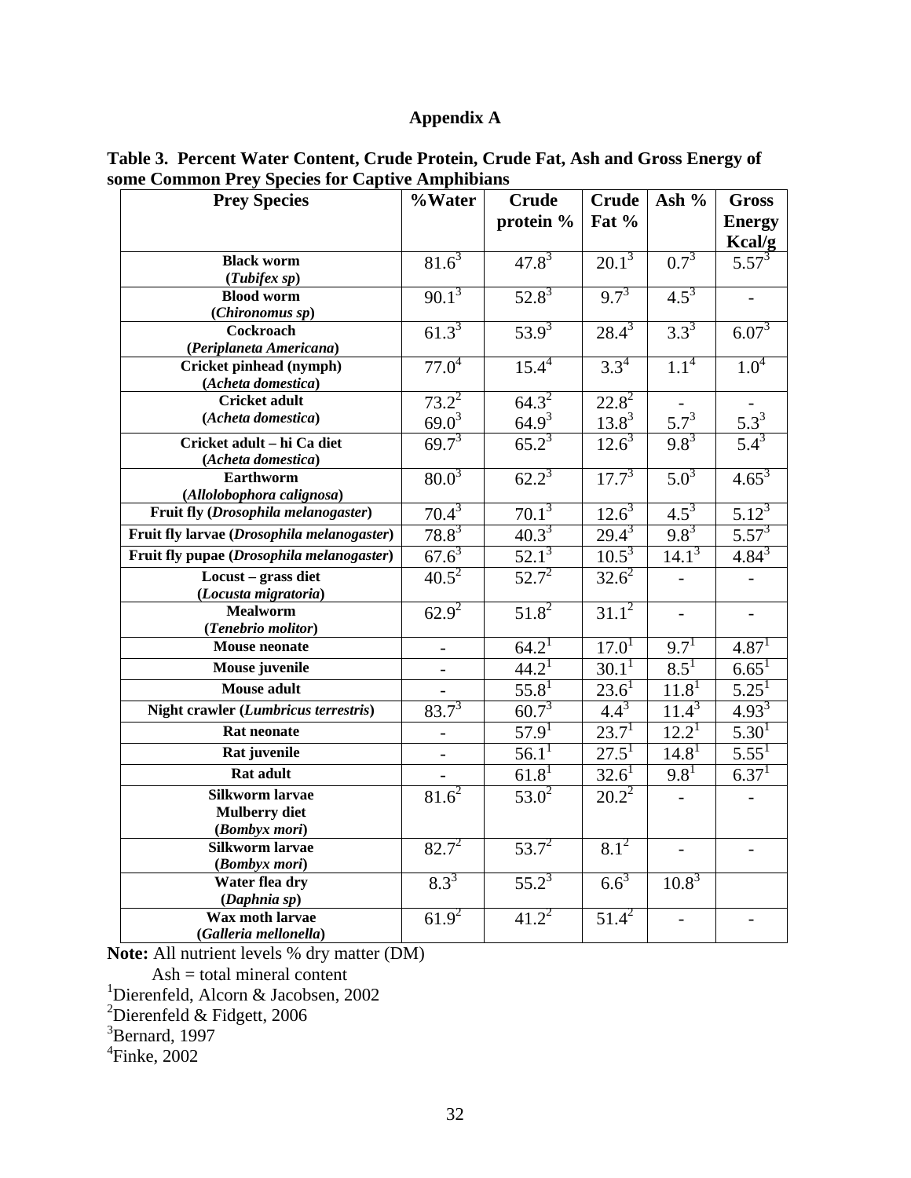# Appendix A

**Table 3. Percent Water Content, Crude Protein, Crude Fat, Ash and Gross Energy of some Common Prey Species for Captive Amphibians**

| Prey Species | %Water | Crude protein % | Crude Fat % | Ash % | Gross Energy Kcal/g |
|---|---|---|---|---|---|
| **Black worm** (***Tubifex sp***) | 81.6[3] | 47.8[3] | 20.1[3] | 0.7[3] | 5.57[3] |
| **Blood worm** (***Chironomus sp***) | 90.1[3] | 52.8[3] | 9.7[3] | 4.5[3] | - |
| **Cockroach** (***Periplaneta Americana***) | 61.3[3] | 53.9[3] | 28.4[3] | 3.3[3] | 6.07[3] |
| **Cricket pinhead (nymph)** (***Acheta domestica***) | 77.0[4] | 15.4[4] | 3.3[4] | 1.1[4] | 1.0[4] |
| **Cricket adult** (***Acheta domestica***) | 73.2[2] 69.0[3] | 64.3[2] 64.9[3] | 22.8[2] 13.8[3] | - 5.7[3] | - 5.3[3] |
| **Cricket adult – hi Ca diet** (***Acheta domestica***) | 69.7[3] | 65.2[3] | 12.6[3] | 9.8[3] | 5.4[3] |
| **Earthworm** (***Allolobophora calignosa***) | 80.0[3] | 62.2[3] | 17.7[3] | 5.0[3] | 4.65[3] |
| **Fruit fly (*Drosophila melanogaster*)** | 70.4[3] | 70.1[3] | 12.6[3] | 4.5[3] | 5.12[3] |
| **Fruit fly larvae (*Drosophila melanogaster*)** | 78.8[3] | 40.3[3] | 29.4[3] | 9.8[3] | 5.57[3] |
| **Fruit fly pupae (*Drosophila melanogaster*)** | 67.6[3] | 52.1[3] | 10.5[3] | 14.1[3] | 4.84[3] |
| **Locust – grass diet** (***Locusta migratoria***) | 40.5[2] | 52.7[2] | 32.6[2] | - | - |
| **Mealworm** (***Tenebrio molitor***) | 62.9[2] | 51.8[2] | 31.1[2] | - | - |
| **Mouse neonate** | - | 64.2[1] | 17.0[1] | 9.7[1] | 4.87[1] |
| **Mouse juvenile** | - | 44.2[1] | 30.1[1] | 8.5[1] | 6.65[1] |
| **Mouse adult** | - | 55.8[1] | 23.6[1] | 11.8[1] | 5.25[1] |
| **Night crawler (*Lumbricus terrestris*)** | 83.7[3] | 60.7[3] | 4.4[3] | 11.4[3] | 4.93[3] |
| **Rat neonate** | - | 57.9[1] | 23.7[1] | 12.2[1] | 5.30[1] |
| **Rat juvenile** | - | 56.1[1] | 27.5[1] | 14.8[1] | 5.55[1] |
| **Rat adult** | - | 61.8[1] | 32.6[1] | 9.8[1] | 6.37[1] |
| **Silkworm larvae Mulberry diet** (***Bombyx mori***) | 81.6[2] | 53.0[2] | 20.2[2] | - | - |
| **Silkworm larvae** (***Bombyx mori***) | 82.7[2] | 53.7[2] | 8.1[2] | - | - |
| **Water flea dry** (***Daphnia sp***) | 8.3[3] | 55.2[3] | 6.6[3] | 10.8[3] | |
| **Wax moth larvae** (***Galleria mellonella***) | 61.9[2] | 41.2[2] | 51.4[2] | - | - |

**Note:** All nutrient levels % dry matter (DM)

Ash = total mineral content

[1]Dierenfeld, Alcorn & Jacobsen, 2002

[2]Dierenfeld & Fidgett, 2006

[3]Bernard, 1997

[4]Finke, 2002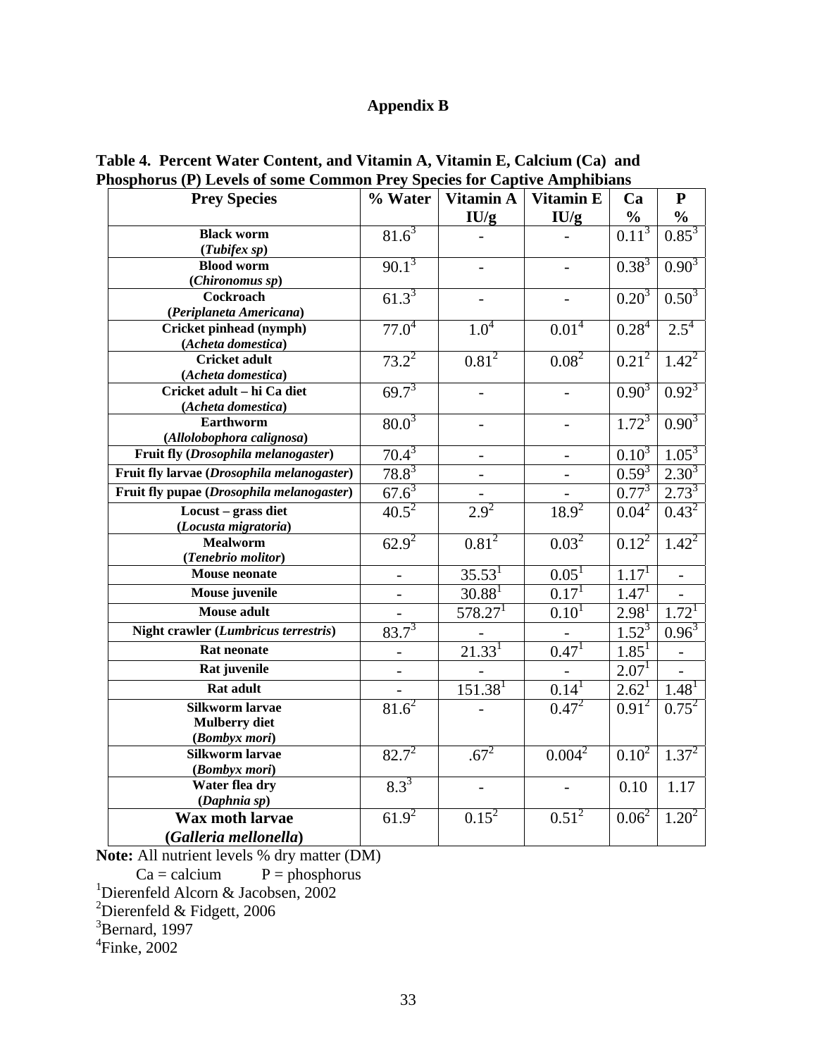## Appendix B

**Table 4. Percent Water Content, and Vitamin A, Vitamin E, Calcium (Ca) and Phosphorus (P) Levels of some Common Prey Species for Captive Amphibians**

| Prey Species | % Water | Vitamin A IU/g | Vitamin E IU/g | Ca % | P % |
|---|---|---|---|---|---|
| **Black worm (*Tubifex sp*)** | 81.6[3] | - | - | 0.11[3] | 0.85[3] |
| **Blood worm (*Chironomus sp*)** | 90.1[3] | - | - | 0.38[3] | 0.90[3] |
| **Cockroach (*Periplaneta Americana*)** | 61.3[3] | - | - | 0.20[3] | 0.50[3] |
| **Cricket pinhead (nymph) (*Acheta domestica*)** | 77.0[4] | 1.0[4] | 0.01[4] | 0.28[4] | 2.5[4] |
| **Cricket adult (*Acheta domestica*)** | 73.2[2] | 0.81[2] | 0.08[2] | 0.21[2] | 1.42[2] |
| **Cricket adult – hi Ca diet (*Acheta domestica*)** | 69.7[3] | - | - | 0.90[3] | 0.92[3] |
| **Earthworm (*Allolobophora calignosa*)** | 80.0[3] | - | - | 1.72[3] | 0.90[3] |
| **Fruit fly (*Drosophila melanogaster*)** | 70.4[3] | - | - | 0.10[3] | 1.05[3] |
| **Fruit fly larvae (*Drosophila melanogaster*)** | 78.8[3] | - | - | 0.59[3] | 2.30[3] |
| **Fruit fly pupae (*Drosophila melanogaster*)** | 67.6[3] | - | - | 0.77[3] | 2.73[3] |
| **Locust – grass diet (*Locusta migratoria*)** | 40.5[2] | 2.9[2] | 18.9[2] | 0.04[2] | 0.43[2] |
| **Mealworm (*Tenebrio molitor*)** | 62.9[2] | 0.81[2] | 0.03[2] | 0.12[2] | 1.42[2] |
| **Mouse neonate** | - | 35.53[1] | 0.05[1] | 1.17[1] | - |
| **Mouse juvenile** | - | 30.88[1] | 0.17[1] | 1.47[1] | - |
| **Mouse adult** | - | 578.27[1] | 0.10[1] | 2.98[1] | 1.72[1] |
| **Night crawler (*Lumbricus terrestris*)** | 83.7[3] | - | - | 1.52[3] | 0.96[3] |
| **Rat neonate** | - | 21.33[1] | 0.47[1] | 1.85[1] | - |
| **Rat juvenile** | - | - | - | 2.07[1] | - |
| **Rat adult** | - | 151.38[1] | 0.14[1] | 2.62[1] | 1.48[1] |
| **Silkworm larvae Mulberry diet (*Bombyx mori*)** | 81.6[2] | - | 0.47[2] | 0.91[2] | 0.75[2] |
| **Silkworm larvae (*Bombyx mori*)** | 82.7[2] | .67[2] | 0.004[2] | 0.10[2] | 1.37[2] |
| **Water flea dry (*Daphnia sp*)** | 8.3[3] | - | - | 0.10 | 1.17 |
| **Wax moth larvae (*Galleria mellonella*)** | 61.9[2] | 0.15[2] | 0.51[2] | 0.06[2] | 1.20[2] |

**Note:** All nutrient levels % dry matter (DM)

Ca = calcium P = phosphorus

[1]Dierenfeld Alcorn & Jacobsen, 2002

[2]Dierenfeld & Fidgett, 2006

[3]Bernard, 1997

[4]Finke, 2002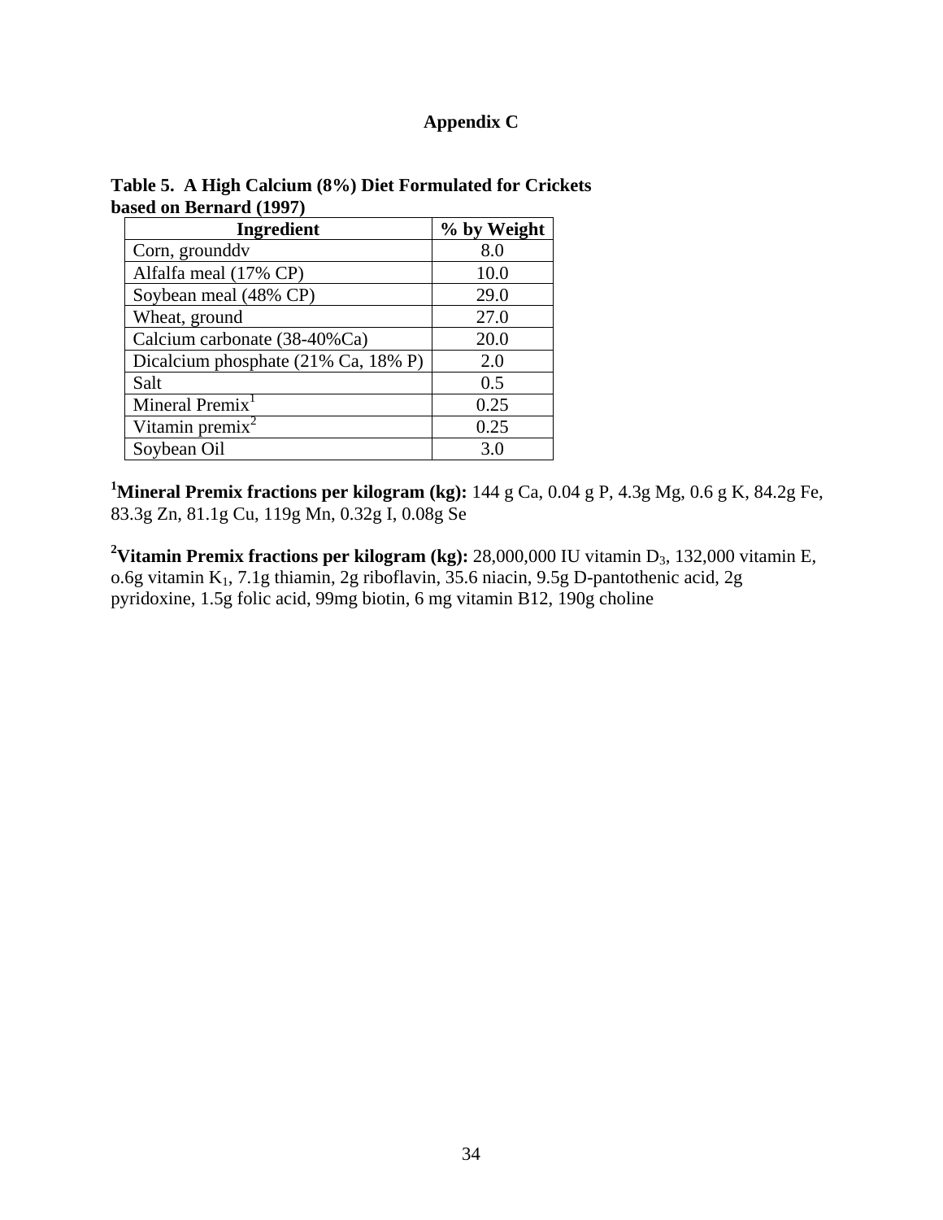# Appendix C

**Table 5. A High Calcium (8%) Diet Formulated for Crickets based on Bernard (1997)**

| Ingredient | % by Weight |
|---|---|
| Corn, grounddv | 8.0 |
| Alfalfa meal (17% CP) | 10.0 |
| Soybean meal (48% CP) | 29.0 |
| Wheat, ground | 27.0 |
| Calcium carbonate (38-40%Ca) | 20.0 |
| Dicalcium phosphate (21% Ca, 18% P) | 2.0 |
| Salt | 0.5 |
| Mineral Premix[1] | 0.25 |
| Vitamin premix[2] | 0.25 |
| Soybean Oil | 3.0 |

[1]**Mineral Premix fractions per kilogram (kg):** 144 g Ca, 0.04 g P, 4.3g Mg, 0.6 g K, 84.2g Fe, 83.3g Zn, 81.1g Cu, 119g Mn, 0.32g I, 0.08g Se

[2]**Vitamin Premix fractions per kilogram (kg):** 28,000,000 IU vitamin $D_3$, 132,000 vitamin E, o.6g vitamin $K_1$, 7.1g thiamin, 2g riboflavin, 35.6 niacin, 9.5g D-pantothenic acid, 2g pyridoxine, 1.5g folic acid, 99mg biotin, 6 mg vitamin B12, 190g choline